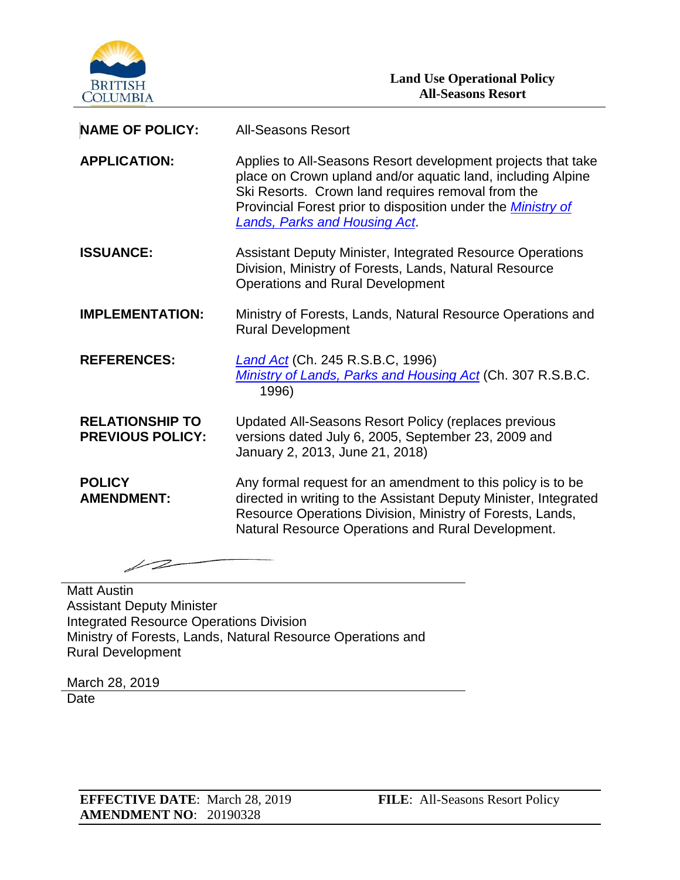**Land Use Operational Policy**
**All-Seasons Resort**

| | |
|---|---|
| **NAME OF POLICY:** | All-Seasons Resort |
| **APPLICATION:** | Applies to All-Seasons Resort development projects that take place on Crown upland and/or aquatic land, including Alpine Ski Resorts. Crown land requires removal from the Provincial Forest prior to disposition under the *Ministry of Lands, Parks and Housing Act*. |
| **ISSUANCE:** | Assistant Deputy Minister, Integrated Resource Operations Division, Ministry of Forests, Lands, Natural Resource Operations and Rural Development |
| **IMPLEMENTATION:** | Ministry of Forests, Lands, Natural Resource Operations and Rural Development |
| **REFERENCES:** | *Land Act* (Ch. 245 R.S.B.C, 1996)<br>*Ministry of Lands, Parks and Housing Act* (Ch. 307 R.S.B.C. 1996) |
| **RELATIONSHIP TO PREVIOUS POLICY:** | Updated All-Seasons Resort Policy (replaces previous versions dated July 6, 2005, September 23, 2009 and January 2, 2013, June 21, 2018) |
| **POLICY AMENDMENT:** | Any formal request for an amendment to this policy is to be directed in writing to the Assistant Deputy Minister, Integrated Resource Operations Division, Ministry of Forests, Lands, Natural Resource Operations and Rural Development. |

Matt Austin
Assistant Deputy Minister
Integrated Resource Operations Division
Ministry of Forests, Lands, Natural Resource Operations and Rural Development

March 28, 2019
Date

**EFFECTIVE DATE**: March 28, 2019
**AMENDMENT NO**: 20190328
**FILE**: All-Seasons Resort Policy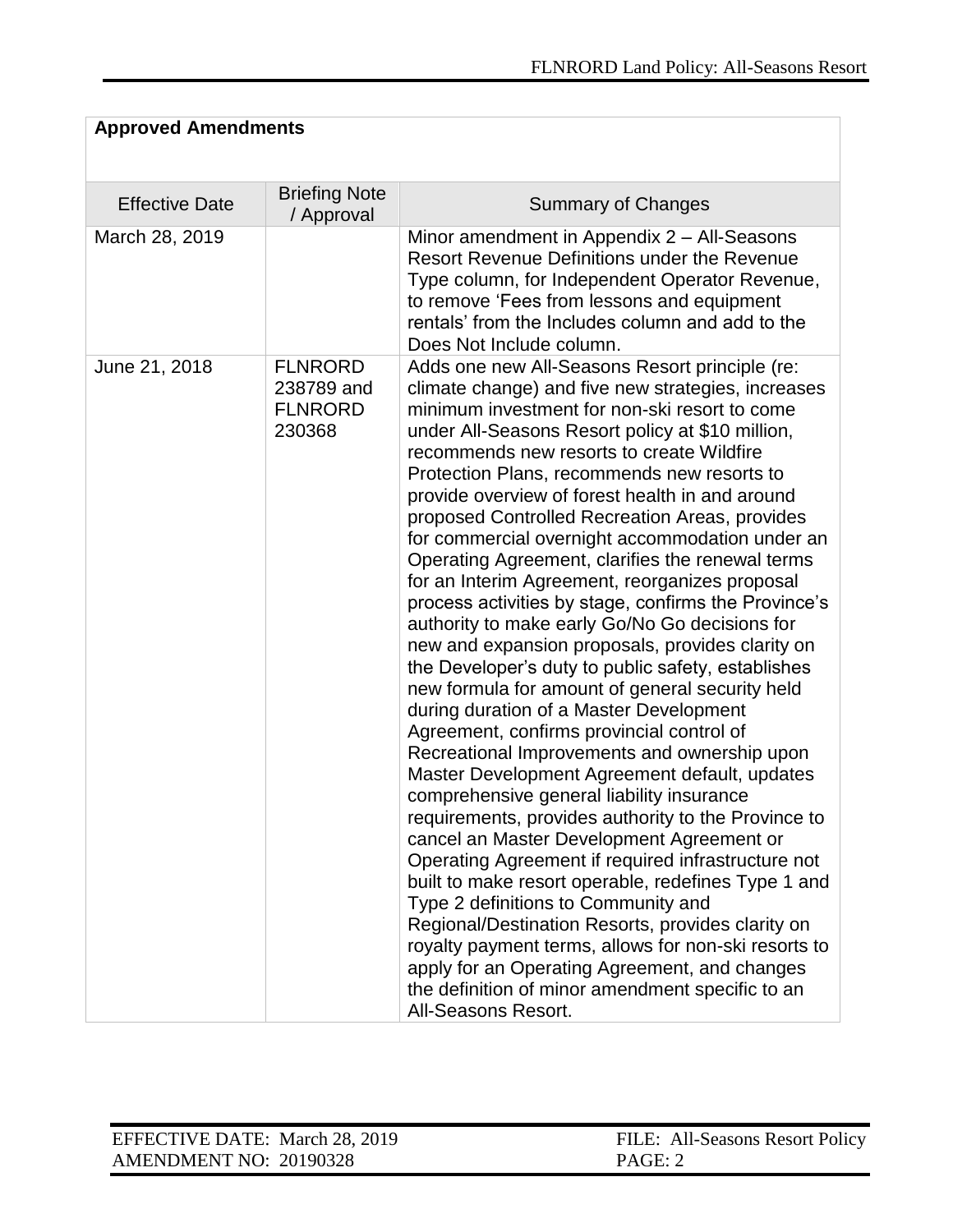**Approved Amendments**

| Effective Date | Briefing Note / Approval | Summary of Changes |
|---|---|---|
| March 28, 2019 | | Minor amendment in Appendix 2 – All-Seasons Resort Revenue Definitions under the Revenue Type column, for Independent Operator Revenue, to remove 'Fees from lessons and equipment rentals' from the Includes column and add to the Does Not Include column. |
| June 21, 2018 | FLNRORD 238789 and FLNRORD 230368 | Adds one new All-Seasons Resort principle (re: climate change) and five new strategies, increases minimum investment for non-ski resort to come under All-Seasons Resort policy at $10 million, recommends new resorts to create Wildfire Protection Plans, recommends new resorts to provide overview of forest health in and around proposed Controlled Recreation Areas, provides for commercial overnight accommodation under an Operating Agreement, clarifies the renewal terms for an Interim Agreement, reorganizes proposal process activities by stage, confirms the Province's authority to make early Go/No Go decisions for new and expansion proposals, provides clarity on the Developer's duty to public safety, establishes new formula for amount of general security held during duration of a Master Development Agreement, confirms provincial control of Recreational Improvements and ownership upon Master Development Agreement default, updates comprehensive general liability insurance requirements, provides authority to the Province to cancel an Master Development Agreement or Operating Agreement if required infrastructure not built to make resort operable, redefines Type 1 and Type 2 definitions to Community and Regional/Destination Resorts, provides clarity on royalty payment terms, allows for non-ski resorts to apply for an Operating Agreement, and changes the definition of minor amendment specific to an All-Seasons Resort. |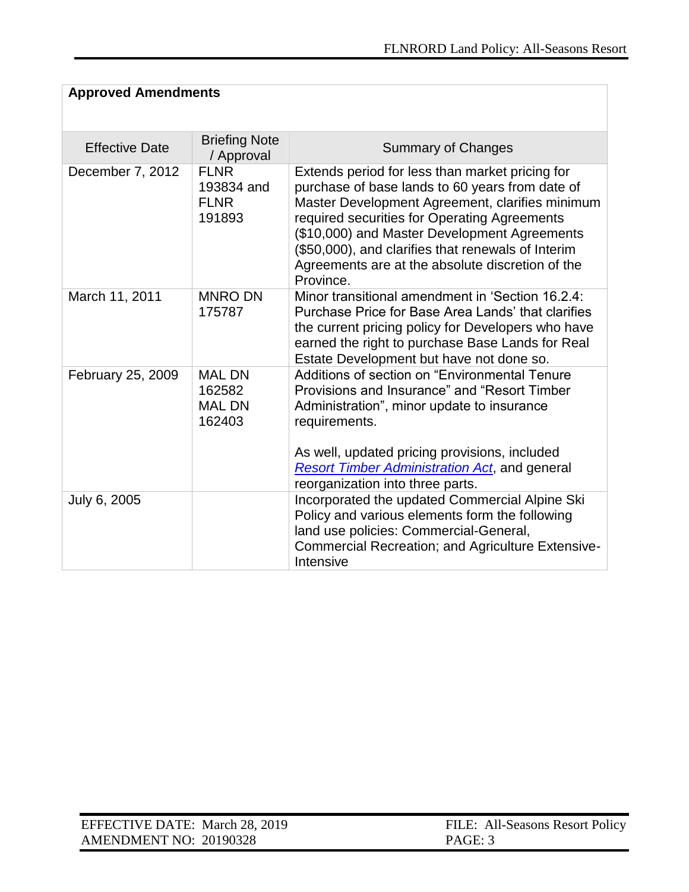**Approved Amendments**

| Effective Date | Briefing Note / Approval | Summary of Changes |
|---|---|---|
| December 7, 2012 | FLNR 193834 and FLNR 191893 | Extends period for less than market pricing for purchase of base lands to 60 years from date of Master Development Agreement, clarifies minimum required securities for Operating Agreements ($10,000) and Master Development Agreements ($50,000), and clarifies that renewals of Interim Agreements are at the absolute discretion of the Province. |
| March 11, 2011 | MNRO DN 175787 | Minor transitional amendment in 'Section 16.2.4: Purchase Price for Base Area Lands' that clarifies the current pricing policy for Developers who have earned the right to purchase Base Lands for Real Estate Development but have not done so. |
| February 25, 2009 | MAL DN 162582 MAL DN 162403 | Additions of section on "Environmental Tenure Provisions and Insurance" and "Resort Timber Administration", minor update to insurance requirements.<br><br>As well, updated pricing provisions, included *Resort Timber Administration Act*, and general reorganization into three parts. |
| July 6, 2005 | | Incorporated the updated Commercial Alpine Ski Policy and various elements form the following land use policies: Commercial-General, Commercial Recreation; and Agriculture Extensive-Intensive |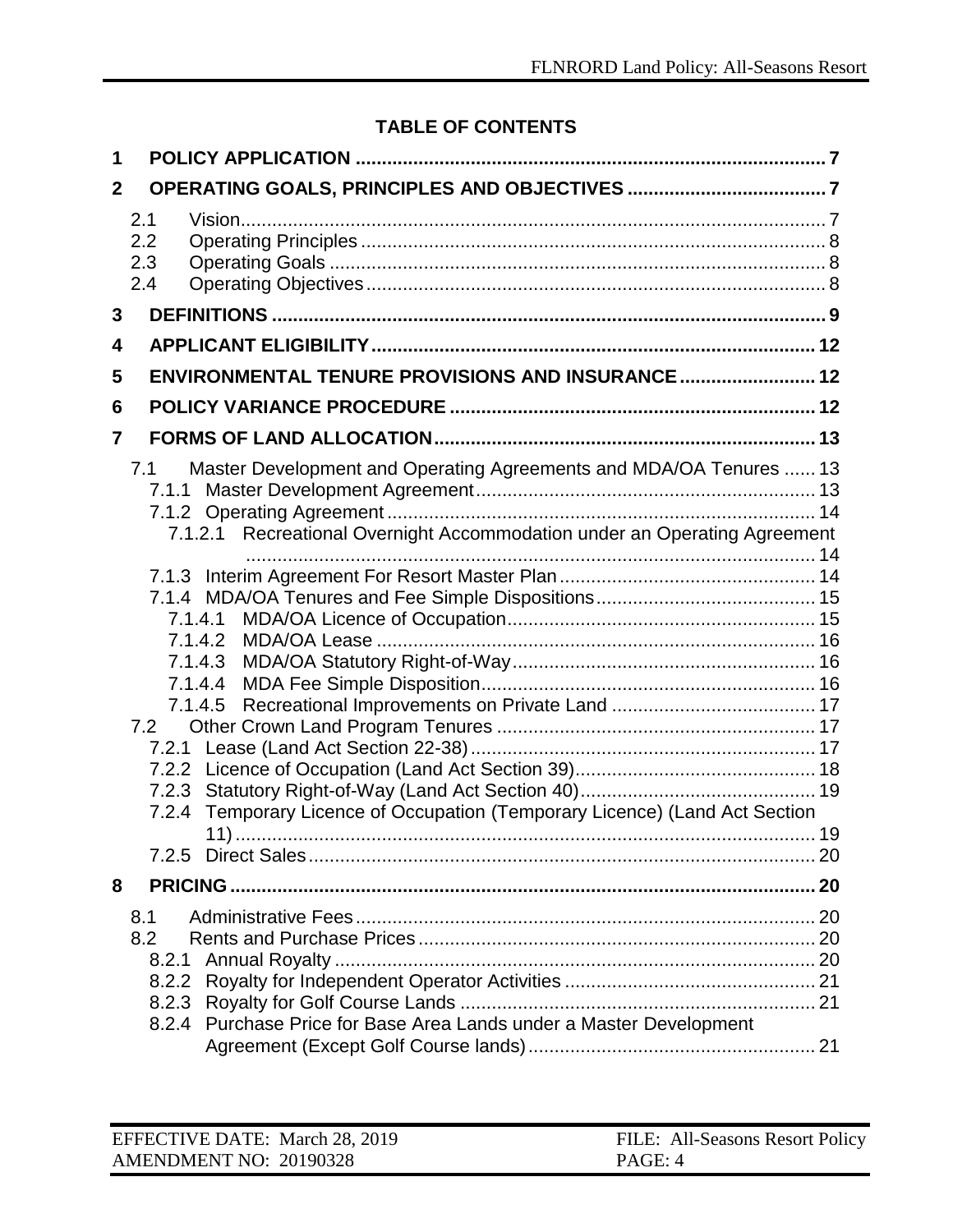**TABLE OF CONTENTS**

- **1 POLICY APPLICATION** ..... 7
- **2 OPERATING GOALS, PRINCIPLES AND OBJECTIVES** ..... 7
  - 2.1 Vision ..... 7
  - 2.2 Operating Principles ..... 8
  - 2.3 Operating Goals ..... 8
  - 2.4 Operating Objectives ..... 8
- **3 DEFINITIONS** ..... 9
- **4 APPLICANT ELIGIBILITY** ..... 12
- **5 ENVIRONMENTAL TENURE PROVISIONS AND INSURANCE** ..... 12
- **6 POLICY VARIANCE PROCEDURE** ..... 12
- **7 FORMS OF LAND ALLOCATION** ..... 13
  - 7.1 Master Development and Operating Agreements and MDA/OA Tenures ..... 13
    - 7.1.1 Master Development Agreement ..... 13
    - 7.1.2 Operating Agreement ..... 14
      - 7.1.2.1 Recreational Overnight Accommodation under an Operating Agreement ..... 14
    - 7.1.3 Interim Agreement For Resort Master Plan ..... 14
    - 7.1.4 MDA/OA Tenures and Fee Simple Dispositions ..... 15
      - 7.1.4.1 MDA/OA Licence of Occupation ..... 15
      - 7.1.4.2 MDA/OA Lease ..... 16
      - 7.1.4.3 MDA/OA Statutory Right-of-Way ..... 16
      - 7.1.4.4 MDA Fee Simple Disposition ..... 16
      - 7.1.4.5 Recreational Improvements on Private Land ..... 17
  - 7.2 Other Crown Land Program Tenures ..... 17
    - 7.2.1 Lease (Land Act Section 22-38) ..... 17
    - 7.2.2 Licence of Occupation (Land Act Section 39) ..... 18
    - 7.2.3 Statutory Right-of-Way (Land Act Section 40) ..... 19
    - 7.2.4 Temporary Licence of Occupation (Temporary Licence) (Land Act Section 11) ..... 19
    - 7.2.5 Direct Sales ..... 20
- **8 PRICING** ..... 20
  - 8.1 Administrative Fees ..... 20
  - 8.2 Rents and Purchase Prices ..... 20
    - 8.2.1 Annual Royalty ..... 20
    - 8.2.2 Royalty for Independent Operator Activities ..... 21
    - 8.2.3 Royalty for Golf Course Lands ..... 21
    - 8.2.4 Purchase Price for Base Area Lands under a Master Development Agreement (Except Golf Course lands) ..... 21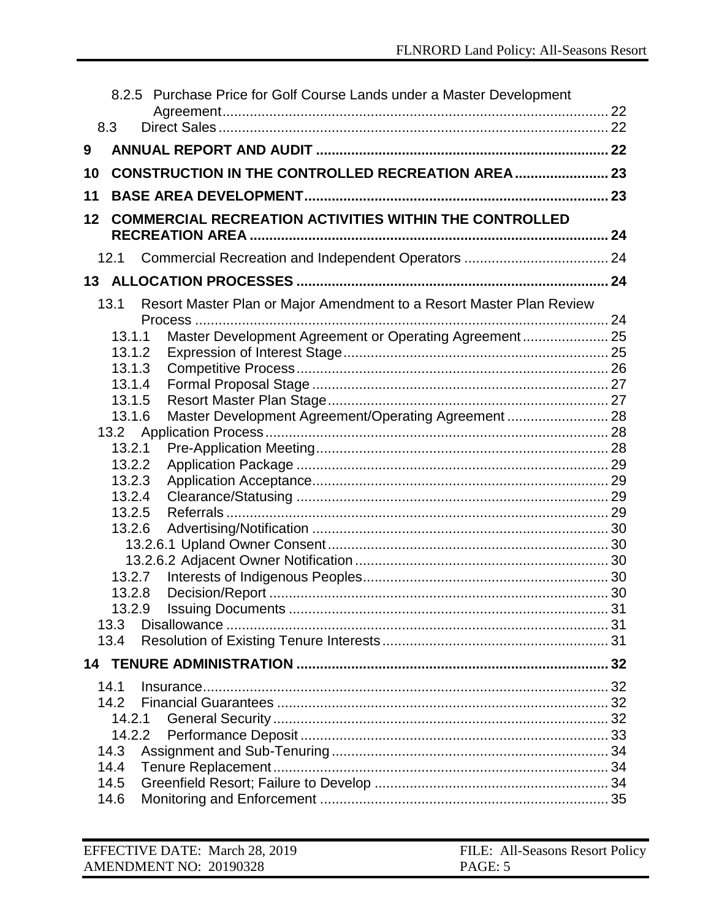8.2.5 Purchase Price for Golf Course Lands under a Master Development Agreement ........ 22
8.3 Direct Sales ........ 22

**9 ANNUAL REPORT AND AUDIT ........ 22**

**10 CONSTRUCTION IN THE CONTROLLED RECREATION AREA ........ 23**

**11 BASE AREA DEVELOPMENT ........ 23**

**12 COMMERCIAL RECREATION ACTIVITIES WITHIN THE CONTROLLED RECREATION AREA ........ 24**

12.1 Commercial Recreation and Independent Operators ........ 24

**13 ALLOCATION PROCESSES ........ 24**

13.1 Resort Master Plan or Major Amendment to a Resort Master Plan Review Process ........ 24
13.1.1 Master Development Agreement or Operating Agreement ........ 25
13.1.2 Expression of Interest Stage ........ 25
13.1.3 Competitive Process ........ 26
13.1.4 Formal Proposal Stage ........ 27
13.1.5 Resort Master Plan Stage ........ 27
13.1.6 Master Development Agreement/Operating Agreement ........ 28
13.2 Application Process ........ 28
13.2.1 Pre-Application Meeting ........ 28
13.2.2 Application Package ........ 29
13.2.3 Application Acceptance ........ 29
13.2.4 Clearance/Statusing ........ 29
13.2.5 Referrals ........ 29
13.2.6 Advertising/Notification ........ 30
13.2.6.1 Upland Owner Consent ........ 30
13.2.6.2 Adjacent Owner Notification ........ 30
13.2.7 Interests of Indigenous Peoples ........ 30
13.2.8 Decision/Report ........ 30
13.2.9 Issuing Documents ........ 31
13.3 Disallowance ........ 31
13.4 Resolution of Existing Tenure Interests ........ 31

**14 TENURE ADMINISTRATION ........ 32**

14.1 Insurance ........ 32
14.2 Financial Guarantees ........ 32
14.2.1 General Security ........ 32
14.2.2 Performance Deposit ........ 33
14.3 Assignment and Sub-Tenuring ........ 34
14.4 Tenure Replacement ........ 34
14.5 Greenfield Resort; Failure to Develop ........ 34
14.6 Monitoring and Enforcement ........ 35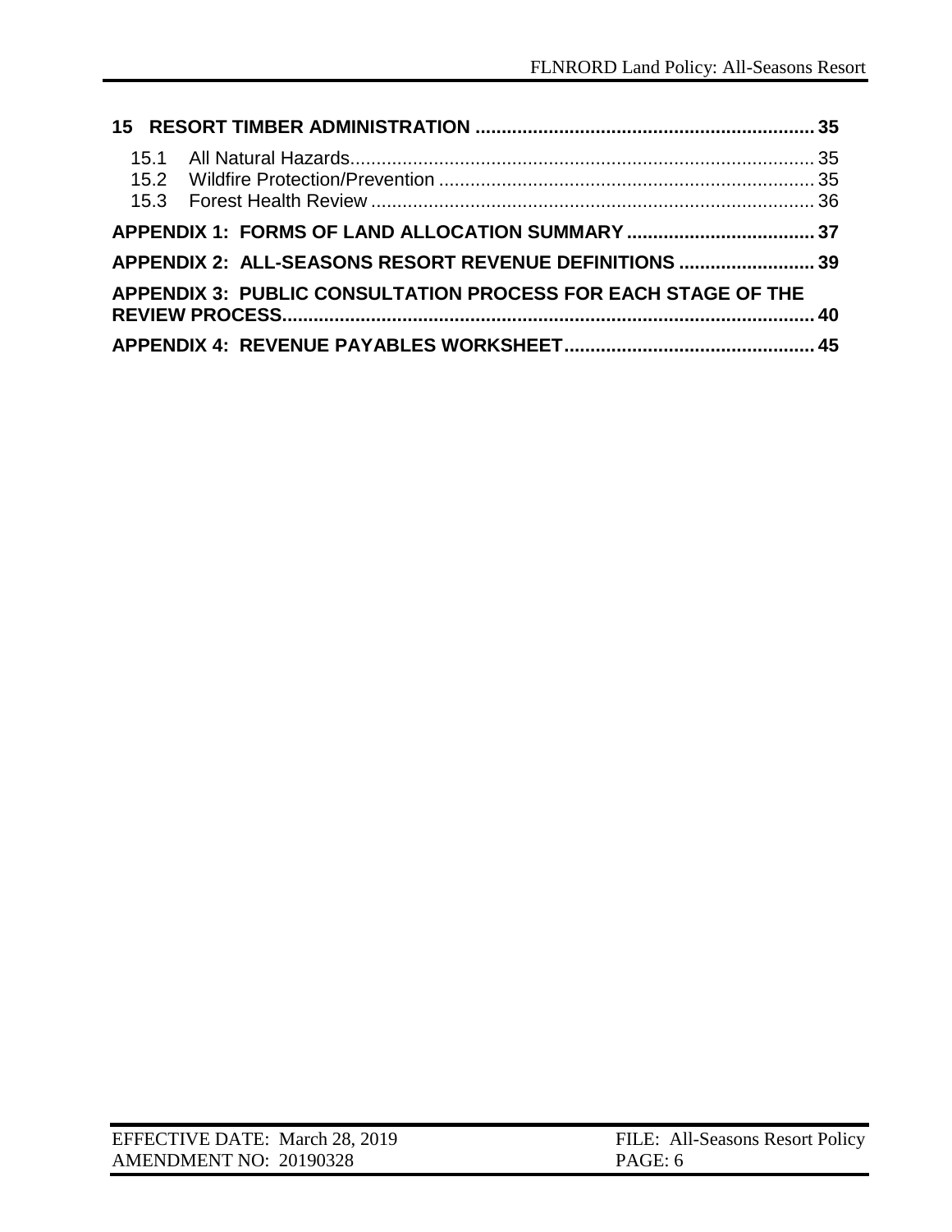**15 RESORT TIMBER ADMINISTRATION ................................................................ 35**

15.1 All Natural Hazards........................................................................................ 35
15.2 Wildfire Protection/Prevention ....................................................................... 35
15.3 Forest Health Review .................................................................................... 36

**APPENDIX 1: FORMS OF LAND ALLOCATION SUMMARY .................................... 37**

**APPENDIX 2: ALL-SEASONS RESORT REVENUE DEFINITIONS .......................... 39**

**APPENDIX 3: PUBLIC CONSULTATION PROCESS FOR EACH STAGE OF THE REVIEW PROCESS..................................................................................................... 40**

**APPENDIX 4: REVENUE PAYABLES WORKSHEET............................................... 45**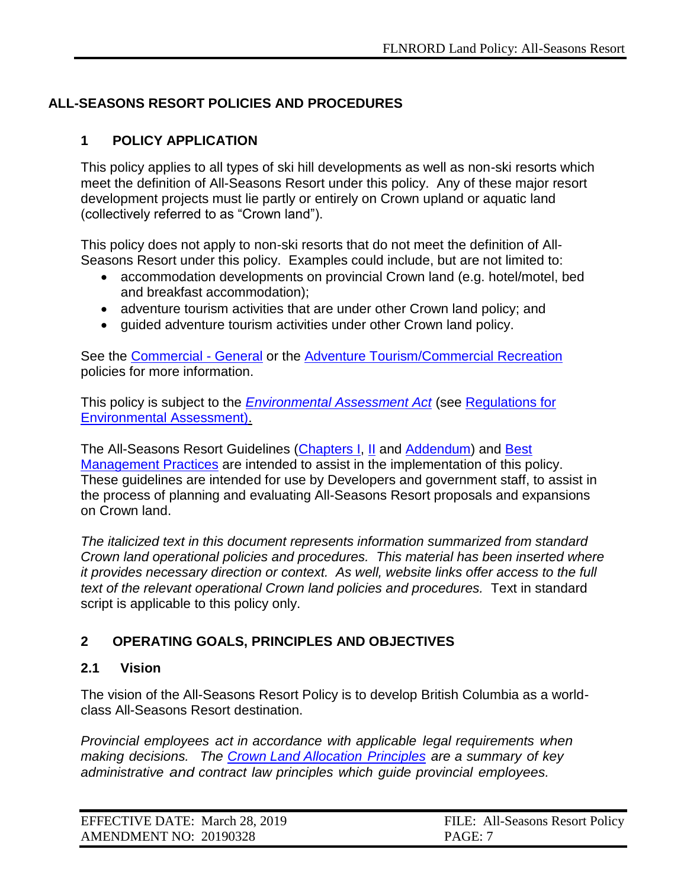## ALL-SEASONS RESORT POLICIES AND PROCEDURES

### 1 POLICY APPLICATION

This policy applies to all types of ski hill developments as well as non-ski resorts which meet the definition of All-Seasons Resort under this policy. Any of these major resort development projects must lie partly or entirely on Crown upland or aquatic land (collectively referred to as "Crown land").

This policy does not apply to non-ski resorts that do not meet the definition of All-Seasons Resort under this policy. Examples could include, but are not limited to:

- accommodation developments on provincial Crown land (e.g. hotel/motel, bed and breakfast accommodation);
- adventure tourism activities that are under other Crown land policy; and
- guided adventure tourism activities under other Crown land policy.

See the Commercial - General or the Adventure Tourism/Commercial Recreation policies for more information.

This policy is subject to the *Environmental Assessment Act* (see Regulations for Environmental Assessment).

The All-Seasons Resort Guidelines (Chapters I, II and Addendum) and Best Management Practices are intended to assist in the implementation of this policy. These guidelines are intended for use by Developers and government staff, to assist in the process of planning and evaluating All-Seasons Resort proposals and expansions on Crown land.

*The italicized text in this document represents information summarized from standard Crown land operational policies and procedures. This material has been inserted where it provides necessary direction or context. As well, website links offer access to the full text of the relevant operational Crown land policies and procedures.* Text in standard script is applicable to this policy only.

### 2 OPERATING GOALS, PRINCIPLES AND OBJECTIVES

#### 2.1 Vision

The vision of the All-Seasons Resort Policy is to develop British Columbia as a world-class All-Seasons Resort destination.

*Provincial employees act in accordance with applicable legal requirements when making decisions. The Crown Land Allocation Principles are a summary of key administrative and contract law principles which guide provincial employees.*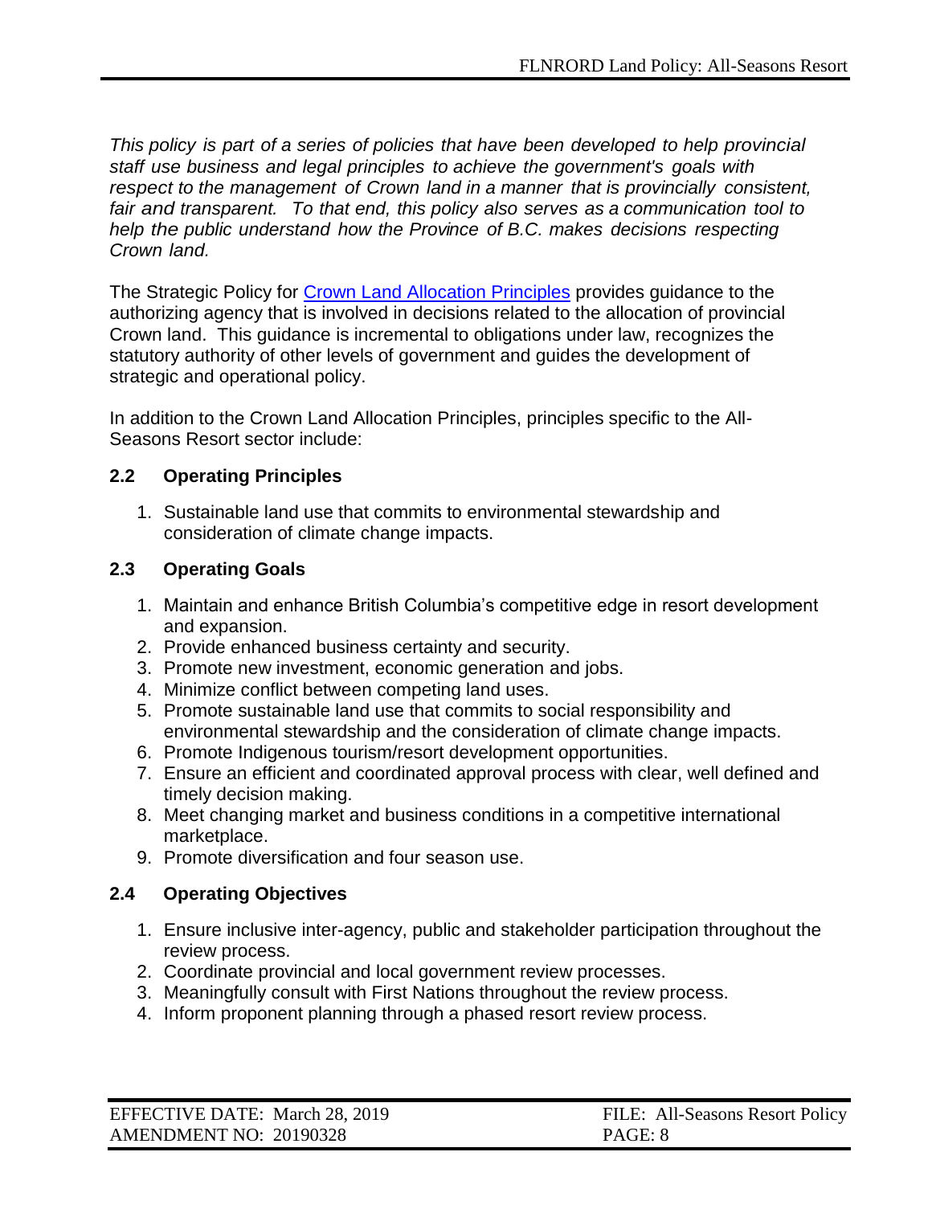*This policy is part of a series of policies that have been developed to help provincial staff use business and legal principles to achieve the government's goals with respect to the management of Crown land in a manner that is provincially consistent, fair and transparent. To that end, this policy also serves as a communication tool to help the public understand how the Province of B.C. makes decisions respecting Crown land.*

The Strategic Policy for [Crown Land Allocation Principles]() provides guidance to the authorizing agency that is involved in decisions related to the allocation of provincial Crown land. This guidance is incremental to obligations under law, recognizes the statutory authority of other levels of government and guides the development of strategic and operational policy.

In addition to the Crown Land Allocation Principles, principles specific to the All-Seasons Resort sector include:

### 2.2 Operating Principles

1. Sustainable land use that commits to environmental stewardship and consideration of climate change impacts.

### 2.3 Operating Goals

1. Maintain and enhance British Columbia's competitive edge in resort development and expansion.
2. Provide enhanced business certainty and security.
3. Promote new investment, economic generation and jobs.
4. Minimize conflict between competing land uses.
5. Promote sustainable land use that commits to social responsibility and environmental stewardship and the consideration of climate change impacts.
6. Promote Indigenous tourism/resort development opportunities.
7. Ensure an efficient and coordinated approval process with clear, well defined and timely decision making.
8. Meet changing market and business conditions in a competitive international marketplace.
9. Promote diversification and four season use.

### 2.4 Operating Objectives

1. Ensure inclusive inter-agency, public and stakeholder participation throughout the review process.
2. Coordinate provincial and local government review processes.
3. Meaningfully consult with First Nations throughout the review process.
4. Inform proponent planning through a phased resort review process.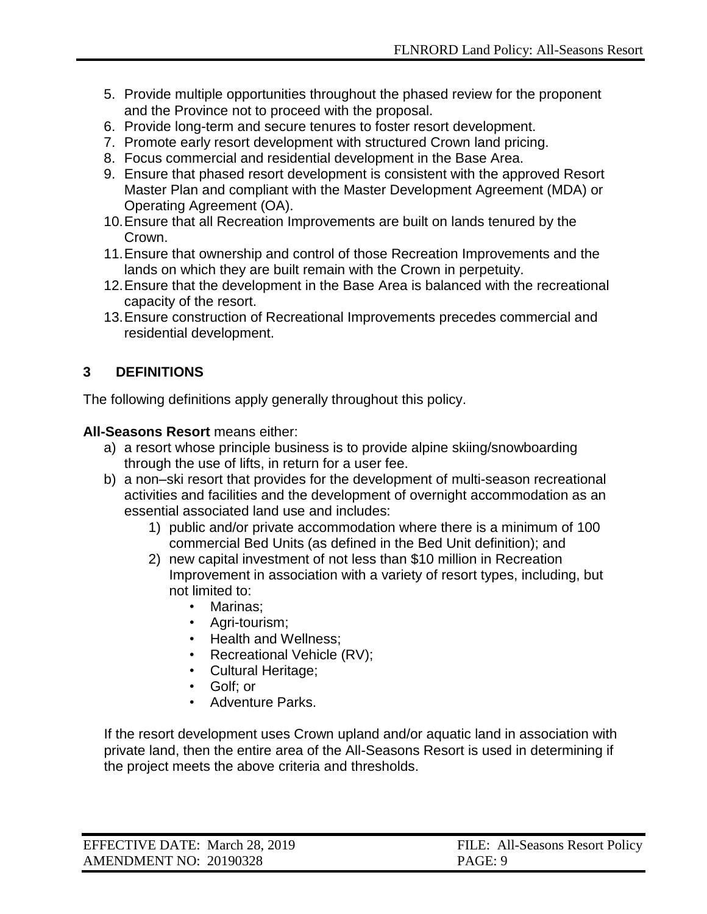5. Provide multiple opportunities throughout the phased review for the proponent and the Province not to proceed with the proposal.
6. Provide long-term and secure tenures to foster resort development.
7. Promote early resort development with structured Crown land pricing.
8. Focus commercial and residential development in the Base Area.
9. Ensure that phased resort development is consistent with the approved Resort Master Plan and compliant with the Master Development Agreement (MDA) or Operating Agreement (OA).
10. Ensure that all Recreation Improvements are built on lands tenured by the Crown.
11. Ensure that ownership and control of those Recreation Improvements and the lands on which they are built remain with the Crown in perpetuity.
12. Ensure that the development in the Base Area is balanced with the recreational capacity of the resort.
13. Ensure construction of Recreational Improvements precedes commercial and residential development.

## 3 DEFINITIONS

The following definitions apply generally throughout this policy.

**All-Seasons Resort** means either:

a) a resort whose principle business is to provide alpine skiing/snowboarding through the use of lifts, in return for a user fee.
b) a non–ski resort that provides for the development of multi-season recreational activities and facilities and the development of overnight accommodation as an essential associated land use and includes:
    1) public and/or private accommodation where there is a minimum of 100 commercial Bed Units (as defined in the Bed Unit definition); and
    2) new capital investment of not less than $10 million in Recreation Improvement in association with a variety of resort types, including, but not limited to:
        - Marinas;
        - Agri-tourism;
        - Health and Wellness;
        - Recreational Vehicle (RV);
        - Cultural Heritage;
        - Golf; or
        - Adventure Parks.

If the resort development uses Crown upland and/or aquatic land in association with private land, then the entire area of the All-Seasons Resort is used in determining if the project meets the above criteria and thresholds.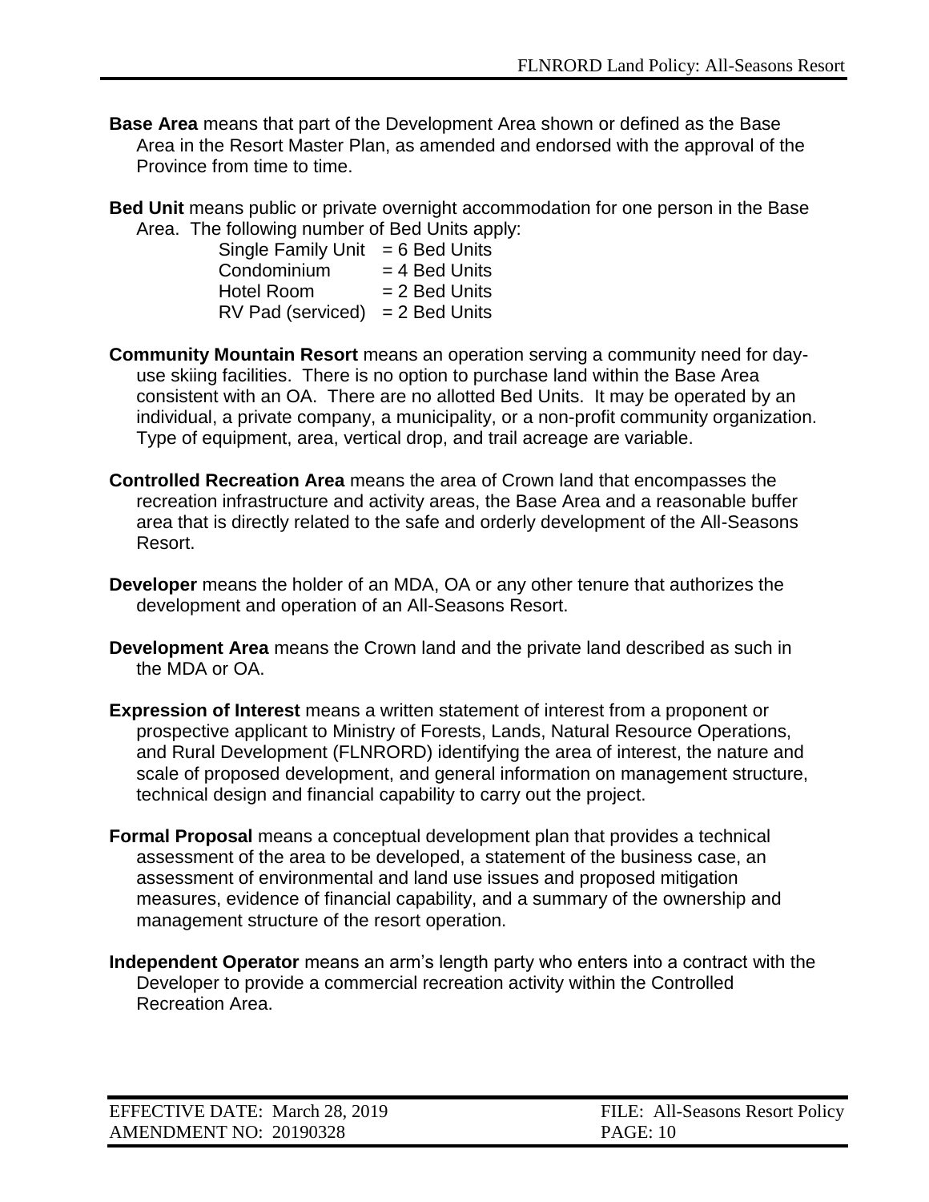**Base Area** means that part of the Development Area shown or defined as the Base Area in the Resort Master Plan, as amended and endorsed with the approval of the Province from time to time.

**Bed Unit** means public or private overnight accommodation for one person in the Base Area. The following number of Bed Units apply:

| | |
|---|---|
| Single Family Unit | = 6 Bed Units |
| Condominium | = 4 Bed Units |
| Hotel Room | = 2 Bed Units |
| RV Pad (serviced) | = 2 Bed Units |

**Community Mountain Resort** means an operation serving a community need for day-use skiing facilities. There is no option to purchase land within the Base Area consistent with an OA. There are no allotted Bed Units. It may be operated by an individual, a private company, a municipality, or a non-profit community organization. Type of equipment, area, vertical drop, and trail acreage are variable.

**Controlled Recreation Area** means the area of Crown land that encompasses the recreation infrastructure and activity areas, the Base Area and a reasonable buffer area that is directly related to the safe and orderly development of the All-Seasons Resort.

**Developer** means the holder of an MDA, OA or any other tenure that authorizes the development and operation of an All-Seasons Resort.

**Development Area** means the Crown land and the private land described as such in the MDA or OA.

**Expression of Interest** means a written statement of interest from a proponent or prospective applicant to Ministry of Forests, Lands, Natural Resource Operations, and Rural Development (FLNRORD) identifying the area of interest, the nature and scale of proposed development, and general information on management structure, technical design and financial capability to carry out the project.

**Formal Proposal** means a conceptual development plan that provides a technical assessment of the area to be developed, a statement of the business case, an assessment of environmental and land use issues and proposed mitigation measures, evidence of financial capability, and a summary of the ownership and management structure of the resort operation.

**Independent Operator** means an arm's length party who enters into a contract with the Developer to provide a commercial recreation activity within the Controlled Recreation Area.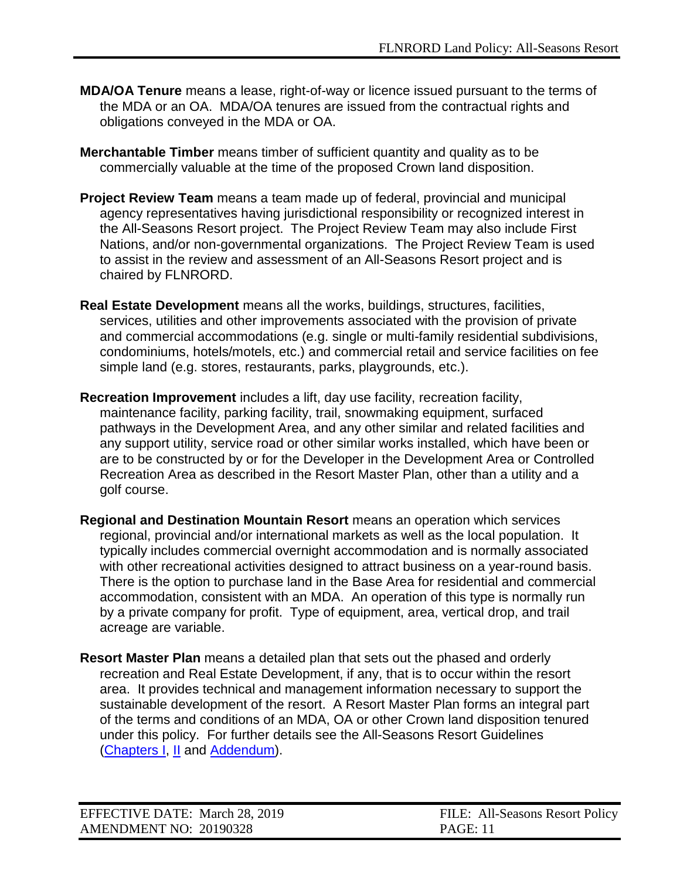**MDA/OA Tenure** means a lease, right-of-way or licence issued pursuant to the terms of the MDA or an OA. MDA/OA tenures are issued from the contractual rights and obligations conveyed in the MDA or OA.

**Merchantable Timber** means timber of sufficient quantity and quality as to be commercially valuable at the time of the proposed Crown land disposition.

**Project Review Team** means a team made up of federal, provincial and municipal agency representatives having jurisdictional responsibility or recognized interest in the All-Seasons Resort project. The Project Review Team may also include First Nations, and/or non-governmental organizations. The Project Review Team is used to assist in the review and assessment of an All-Seasons Resort project and is chaired by FLNRORD.

**Real Estate Development** means all the works, buildings, structures, facilities, services, utilities and other improvements associated with the provision of private and commercial accommodations (e.g. single or multi-family residential subdivisions, condominiums, hotels/motels, etc.) and commercial retail and service facilities on fee simple land (e.g. stores, restaurants, parks, playgrounds, etc.).

**Recreation Improvement** includes a lift, day use facility, recreation facility, maintenance facility, parking facility, trail, snowmaking equipment, surfaced pathways in the Development Area, and any other similar and related facilities and any support utility, service road or other similar works installed, which have been or are to be constructed by or for the Developer in the Development Area or Controlled Recreation Area as described in the Resort Master Plan, other than a utility and a golf course.

**Regional and Destination Mountain Resort** means an operation which services regional, provincial and/or international markets as well as the local population. It typically includes commercial overnight accommodation and is normally associated with other recreational activities designed to attract business on a year-round basis. There is the option to purchase land in the Base Area for residential and commercial accommodation, consistent with an MDA. An operation of this type is normally run by a private company for profit. Type of equipment, area, vertical drop, and trail acreage are variable.

**Resort Master Plan** means a detailed plan that sets out the phased and orderly recreation and Real Estate Development, if any, that is to occur within the resort area. It provides technical and management information necessary to support the sustainable development of the resort. A Resort Master Plan forms an integral part of the terms and conditions of an MDA, OA or other Crown land disposition tenured under this policy. For further details see the All-Seasons Resort Guidelines (Chapters I, II and Addendum).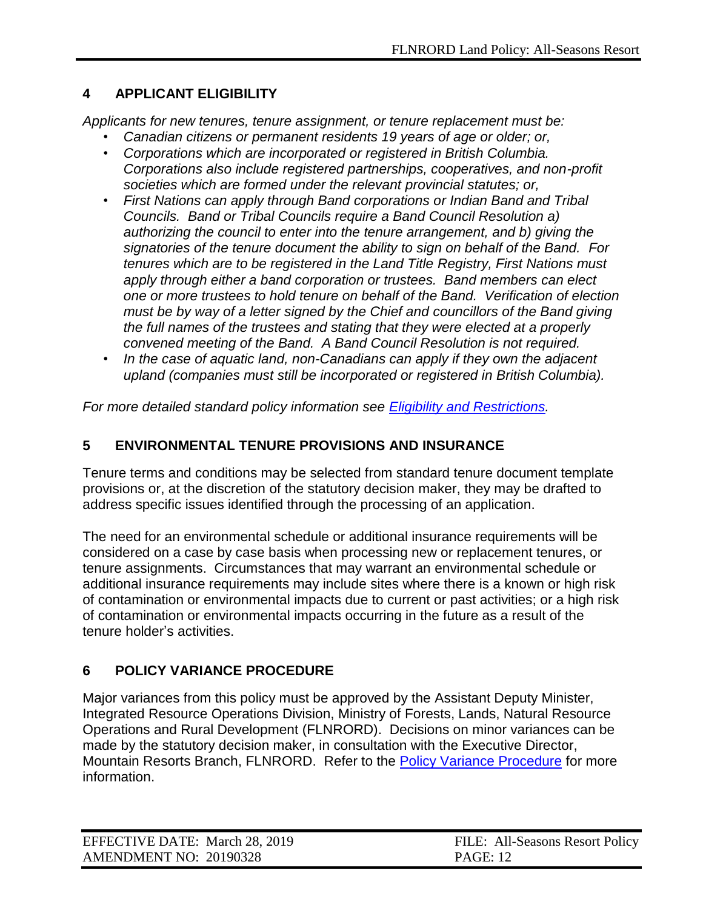## 4 APPLICANT ELIGIBILITY

*Applicants for new tenures, tenure assignment, or tenure replacement must be:*

- *Canadian citizens or permanent residents 19 years of age or older; or,*
- *Corporations which are incorporated or registered in British Columbia. Corporations also include registered partnerships, cooperatives, and non-profit societies which are formed under the relevant provincial statutes; or,*
- *First Nations can apply through Band corporations or Indian Band and Tribal Councils. Band or Tribal Councils require a Band Council Resolution a) authorizing the council to enter into the tenure arrangement, and b) giving the signatories of the tenure document the ability to sign on behalf of the Band. For tenures which are to be registered in the Land Title Registry, First Nations must apply through either a band corporation or trustees. Band members can elect one or more trustees to hold tenure on behalf of the Band. Verification of election must be by way of a letter signed by the Chief and councillors of the Band giving the full names of the trustees and stating that they were elected at a properly convened meeting of the Band. A Band Council Resolution is not required.*
- *In the case of aquatic land, non-Canadians can apply if they own the adjacent upland (companies must still be incorporated or registered in British Columbia).*

*For more detailed standard policy information see Eligibility and Restrictions.*

## 5 ENVIRONMENTAL TENURE PROVISIONS AND INSURANCE

Tenure terms and conditions may be selected from standard tenure document template provisions or, at the discretion of the statutory decision maker, they may be drafted to address specific issues identified through the processing of an application.

The need for an environmental schedule or additional insurance requirements will be considered on a case by case basis when processing new or replacement tenures, or tenure assignments. Circumstances that may warrant an environmental schedule or additional insurance requirements may include sites where there is a known or high risk of contamination or environmental impacts due to current or past activities; or a high risk of contamination or environmental impacts occurring in the future as a result of the tenure holder's activities.

## 6 POLICY VARIANCE PROCEDURE

Major variances from this policy must be approved by the Assistant Deputy Minister, Integrated Resource Operations Division, Ministry of Forests, Lands, Natural Resource Operations and Rural Development (FLNRORD). Decisions on minor variances can be made by the statutory decision maker, in consultation with the Executive Director, Mountain Resorts Branch, FLNRORD. Refer to the Policy Variance Procedure for more information.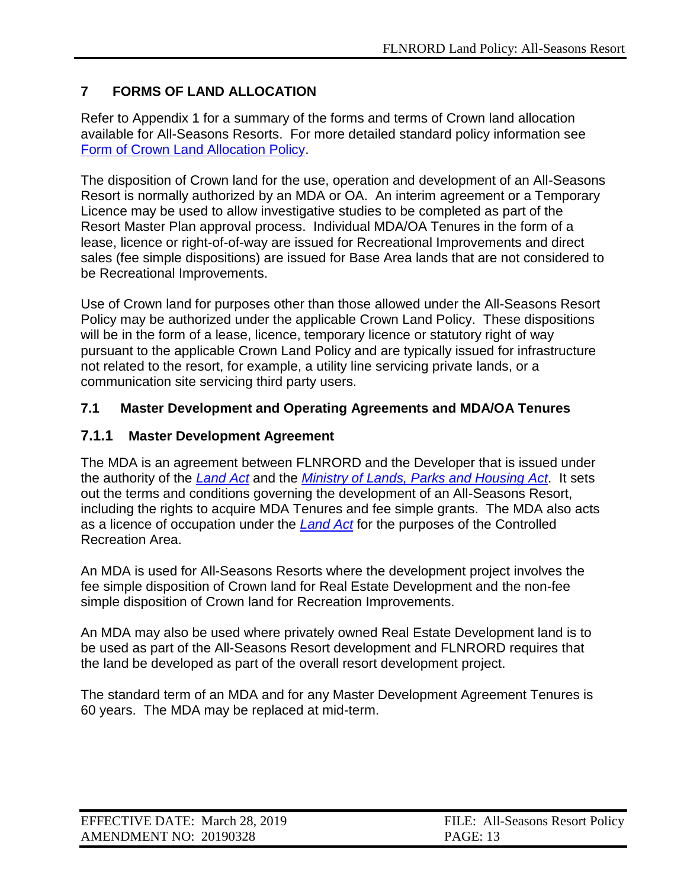# 7 FORMS OF LAND ALLOCATION

Refer to Appendix 1 for a summary of the forms and terms of Crown land allocation available for All-Seasons Resorts. For more detailed standard policy information see [Form of Crown Land Allocation Policy](#).

The disposition of Crown land for the use, operation and development of an All-Seasons Resort is normally authorized by an MDA or OA. An interim agreement or a Temporary Licence may be used to allow investigative studies to be completed as part of the Resort Master Plan approval process. Individual MDA/OA Tenures in the form of a lease, licence or right-of-of-way are issued for Recreational Improvements and direct sales (fee simple dispositions) are issued for Base Area lands that are not considered to be Recreational Improvements.

Use of Crown land for purposes other than those allowed under the All-Seasons Resort Policy may be authorized under the applicable Crown Land Policy. These dispositions will be in the form of a lease, licence, temporary licence or statutory right of way pursuant to the applicable Crown Land Policy and are typically issued for infrastructure not related to the resort, for example, a utility line servicing private lands, or a communication site servicing third party users.

## 7.1 Master Development and Operating Agreements and MDA/OA Tenures

### 7.1.1 Master Development Agreement

The MDA is an agreement between FLNRORD and the Developer that is issued under the authority of the *Land Act* and the *Ministry of Lands, Parks and Housing Act*. It sets out the terms and conditions governing the development of an All-Seasons Resort, including the rights to acquire MDA Tenures and fee simple grants. The MDA also acts as a licence of occupation under the *Land Act* for the purposes of the Controlled Recreation Area.

An MDA is used for All-Seasons Resorts where the development project involves the fee simple disposition of Crown land for Real Estate Development and the non-fee simple disposition of Crown land for Recreation Improvements.

An MDA may also be used where privately owned Real Estate Development land is to be used as part of the All-Seasons Resort development and FLNRORD requires that the land be developed as part of the overall resort development project.

The standard term of an MDA and for any Master Development Agreement Tenures is 60 years. The MDA may be replaced at mid-term.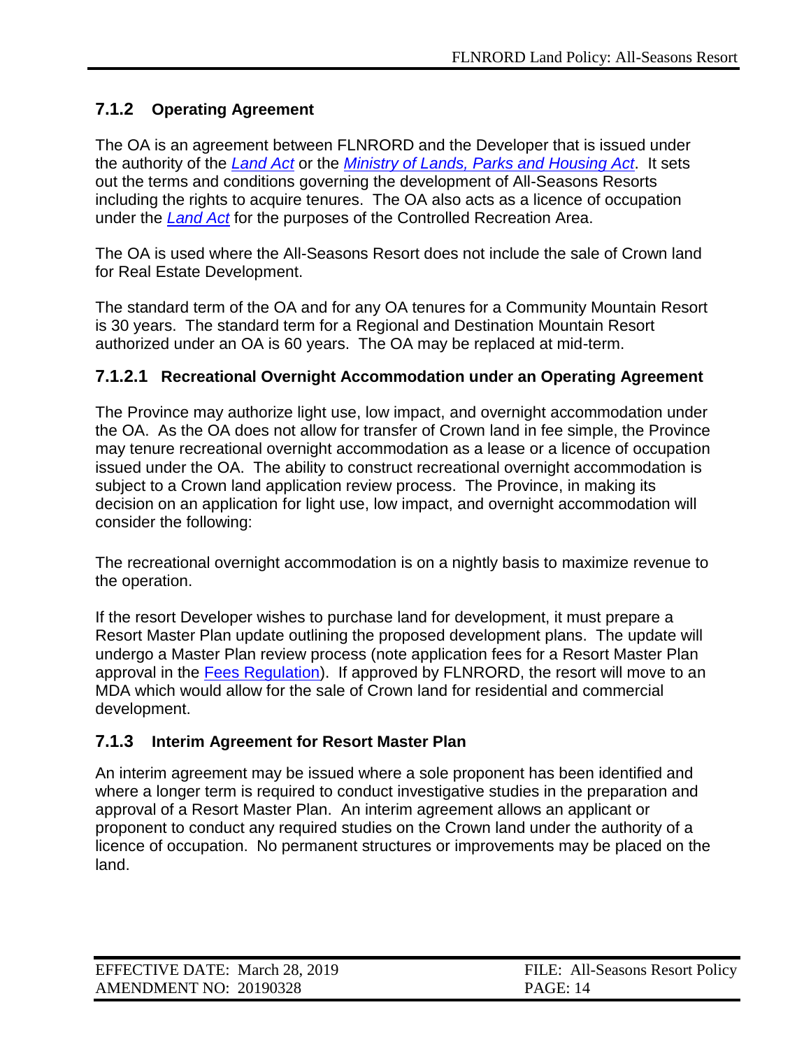### 7.1.2 Operating Agreement

The OA is an agreement between FLNRORD and the Developer that is issued under the authority of the *Land Act* or the *Ministry of Lands, Parks and Housing Act*. It sets out the terms and conditions governing the development of All-Seasons Resorts including the rights to acquire tenures. The OA also acts as a licence of occupation under the *Land Act* for the purposes of the Controlled Recreation Area.

The OA is used where the All-Seasons Resort does not include the sale of Crown land for Real Estate Development.

The standard term of the OA and for any OA tenures for a Community Mountain Resort is 30 years. The standard term for a Regional and Destination Mountain Resort authorized under an OA is 60 years. The OA may be replaced at mid-term.

#### 7.1.2.1 Recreational Overnight Accommodation under an Operating Agreement

The Province may authorize light use, low impact, and overnight accommodation under the OA. As the OA does not allow for transfer of Crown land in fee simple, the Province may tenure recreational overnight accommodation as a lease or a licence of occupation issued under the OA. The ability to construct recreational overnight accommodation is subject to a Crown land application review process. The Province, in making its decision on an application for light use, low impact, and overnight accommodation will consider the following:

The recreational overnight accommodation is on a nightly basis to maximize revenue to the operation.

If the resort Developer wishes to purchase land for development, it must prepare a Resort Master Plan update outlining the proposed development plans. The update will undergo a Master Plan review process (note application fees for a Resort Master Plan approval in the Fees Regulation). If approved by FLNRORD, the resort will move to an MDA which would allow for the sale of Crown land for residential and commercial development.

### 7.1.3 Interim Agreement for Resort Master Plan

An interim agreement may be issued where a sole proponent has been identified and where a longer term is required to conduct investigative studies in the preparation and approval of a Resort Master Plan. An interim agreement allows an applicant or proponent to conduct any required studies on the Crown land under the authority of a licence of occupation. No permanent structures or improvements may be placed on the land.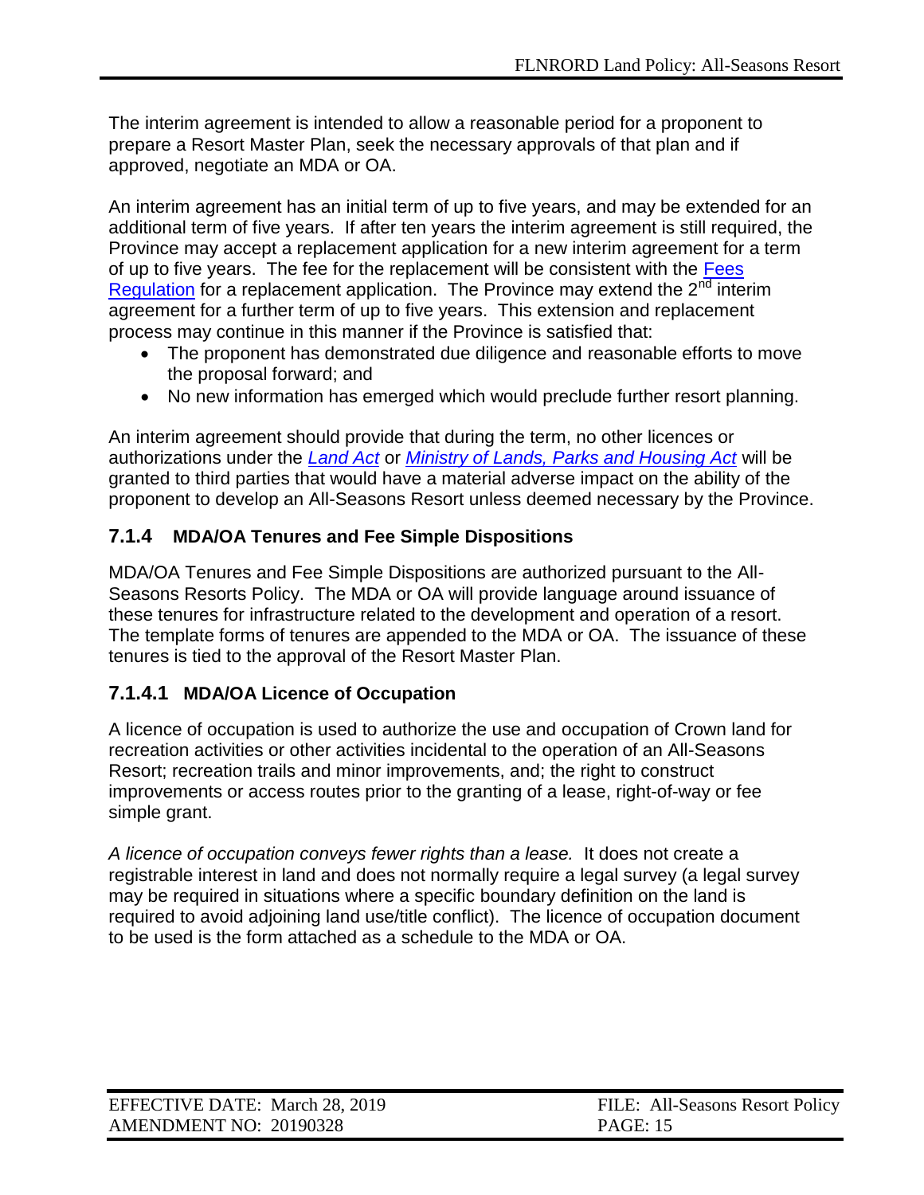The interim agreement is intended to allow a reasonable period for a proponent to prepare a Resort Master Plan, seek the necessary approvals of that plan and if approved, negotiate an MDA or OA.

An interim agreement has an initial term of up to five years, and may be extended for an additional term of five years. If after ten years the interim agreement is still required, the Province may accept a replacement application for a new interim agreement for a term of up to five years. The fee for the replacement will be consistent with the Fees Regulation for a replacement application. The Province may extend the 2nd interim agreement for a further term of up to five years. This extension and replacement process may continue in this manner if the Province is satisfied that:

- The proponent has demonstrated due diligence and reasonable efforts to move the proposal forward; and
- No new information has emerged which would preclude further resort planning.

An interim agreement should provide that during the term, no other licences or authorizations under the *Land Act* or *Ministry of Lands, Parks and Housing Act* will be granted to third parties that would have a material adverse impact on the ability of the proponent to develop an All-Seasons Resort unless deemed necessary by the Province.

### 7.1.4 MDA/OA Tenures and Fee Simple Dispositions

MDA/OA Tenures and Fee Simple Dispositions are authorized pursuant to the All-Seasons Resorts Policy. The MDA or OA will provide language around issuance of these tenures for infrastructure related to the development and operation of a resort. The template forms of tenures are appended to the MDA or OA. The issuance of these tenures is tied to the approval of the Resort Master Plan.

#### 7.1.4.1 MDA/OA Licence of Occupation

A licence of occupation is used to authorize the use and occupation of Crown land for recreation activities or other activities incidental to the operation of an All-Seasons Resort; recreation trails and minor improvements, and; the right to construct improvements or access routes prior to the granting of a lease, right-of-way or fee simple grant.

*A licence of occupation conveys fewer rights than a lease.* It does not create a registrable interest in land and does not normally require a legal survey (a legal survey may be required in situations where a specific boundary definition on the land is required to avoid adjoining land use/title conflict). The licence of occupation document to be used is the form attached as a schedule to the MDA or OA.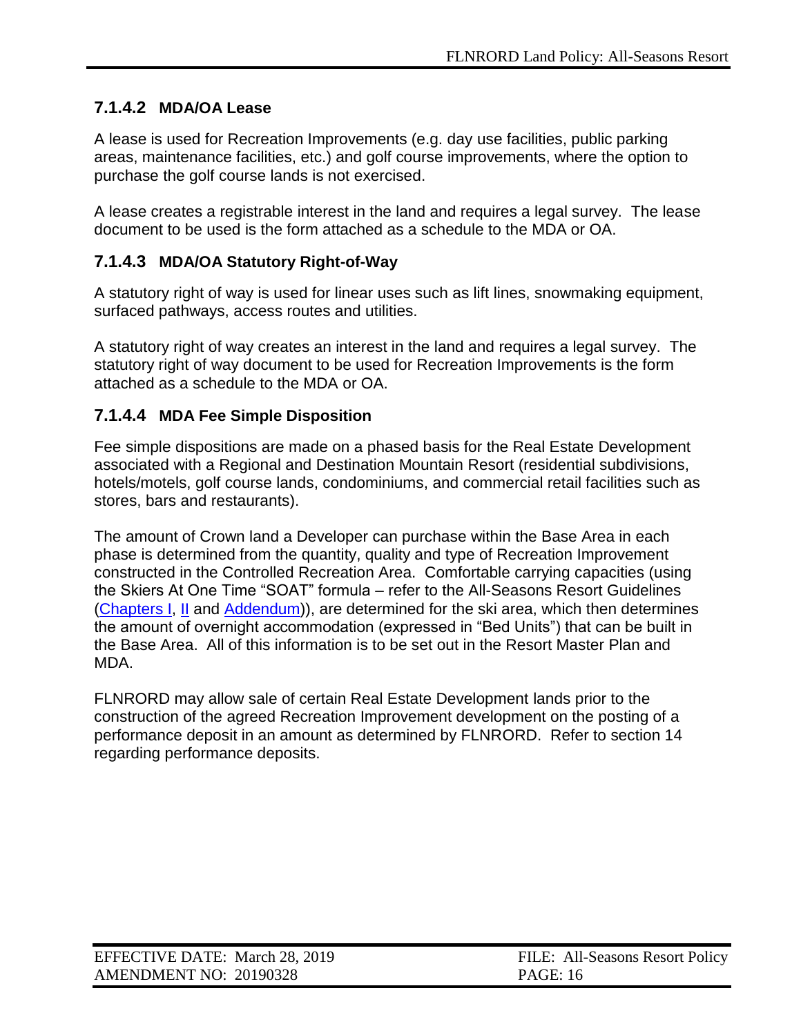#### 7.1.4.2 MDA/OA Lease

A lease is used for Recreation Improvements (e.g. day use facilities, public parking areas, maintenance facilities, etc.) and golf course improvements, where the option to purchase the golf course lands is not exercised.

A lease creates a registrable interest in the land and requires a legal survey. The lease document to be used is the form attached as a schedule to the MDA or OA.

#### 7.1.4.3 MDA/OA Statutory Right-of-Way

A statutory right of way is used for linear uses such as lift lines, snowmaking equipment, surfaced pathways, access routes and utilities.

A statutory right of way creates an interest in the land and requires a legal survey. The statutory right of way document to be used for Recreation Improvements is the form attached as a schedule to the MDA or OA.

#### 7.1.4.4 MDA Fee Simple Disposition

Fee simple dispositions are made on a phased basis for the Real Estate Development associated with a Regional and Destination Mountain Resort (residential subdivisions, hotels/motels, golf course lands, condominiums, and commercial retail facilities such as stores, bars and restaurants).

The amount of Crown land a Developer can purchase within the Base Area in each phase is determined from the quantity, quality and type of Recreation Improvement constructed in the Controlled Recreation Area. Comfortable carrying capacities (using the Skiers At One Time "SOAT" formula – refer to the All-Seasons Resort Guidelines (Chapters I, II and Addendum)), are determined for the ski area, which then determines the amount of overnight accommodation (expressed in "Bed Units") that can be built in the Base Area. All of this information is to be set out in the Resort Master Plan and MDA.

FLNRORD may allow sale of certain Real Estate Development lands prior to the construction of the agreed Recreation Improvement development on the posting of a performance deposit in an amount as determined by FLNRORD. Refer to section 14 regarding performance deposits.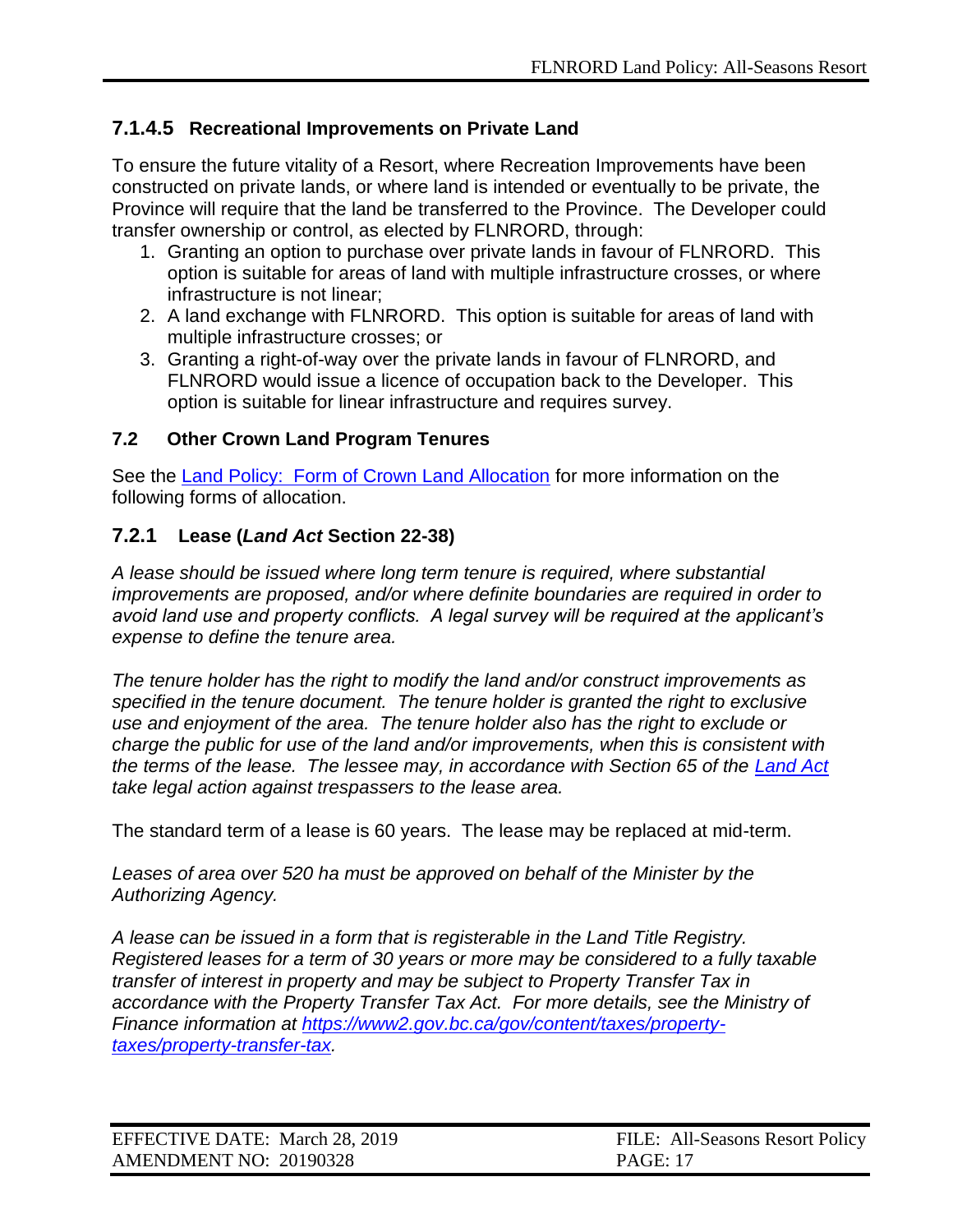#### 7.1.4.5 Recreational Improvements on Private Land

To ensure the future vitality of a Resort, where Recreation Improvements have been constructed on private lands, or where land is intended or eventually to be private, the Province will require that the land be transferred to the Province. The Developer could transfer ownership or control, as elected by FLNRORD, through:

1. Granting an option to purchase over private lands in favour of FLNRORD. This option is suitable for areas of land with multiple infrastructure crosses, or where infrastructure is not linear;
2. A land exchange with FLNRORD. This option is suitable for areas of land with multiple infrastructure crosses; or
3. Granting a right-of-way over the private lands in favour of FLNRORD, and FLNRORD would issue a licence of occupation back to the Developer. This option is suitable for linear infrastructure and requires survey.

## 7.2 Other Crown Land Program Tenures

See the Land Policy: Form of Crown Land Allocation for more information on the following forms of allocation.

### 7.2.1 Lease (*Land Act* Section 22-38)

*A lease should be issued where long term tenure is required, where substantial improvements are proposed, and/or where definite boundaries are required in order to avoid land use and property conflicts. A legal survey will be required at the applicant's expense to define the tenure area.*

*The tenure holder has the right to modify the land and/or construct improvements as specified in the tenure document. The tenure holder is granted the right to exclusive use and enjoyment of the area. The tenure holder also has the right to exclude or charge the public for use of the land and/or improvements, when this is consistent with the terms of the lease. The lessee may, in accordance with Section 65 of the Land Act take legal action against trespassers to the lease area.*

The standard term of a lease is 60 years. The lease may be replaced at mid-term.

*Leases of area over 520 ha must be approved on behalf of the Minister by the Authorizing Agency.*

*A lease can be issued in a form that is registerable in the Land Title Registry. Registered leases for a term of 30 years or more may be considered to a fully taxable transfer of interest in property and may be subject to Property Transfer Tax in accordance with the Property Transfer Tax Act. For more details, see the Ministry of Finance information at https://www2.gov.bc.ca/gov/content/taxes/property-taxes/property-transfer-tax.*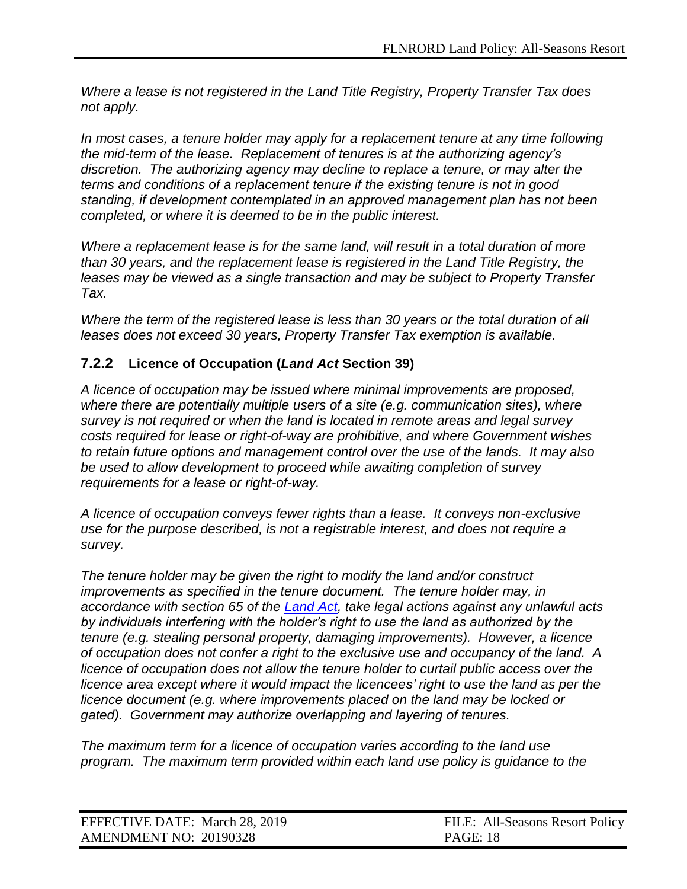*Where a lease is not registered in the Land Title Registry, Property Transfer Tax does not apply.*

*In most cases, a tenure holder may apply for a replacement tenure at any time following the mid-term of the lease. Replacement of tenures is at the authorizing agency's discretion. The authorizing agency may decline to replace a tenure, or may alter the terms and conditions of a replacement tenure if the existing tenure is not in good standing, if development contemplated in an approved management plan has not been completed, or where it is deemed to be in the public interest.*

*Where a replacement lease is for the same land, will result in a total duration of more than 30 years, and the replacement lease is registered in the Land Title Registry, the leases may be viewed as a single transaction and may be subject to Property Transfer Tax.*

*Where the term of the registered lease is less than 30 years or the total duration of all leases does not exceed 30 years, Property Transfer Tax exemption is available.*

### 7.2.2 Licence of Occupation (*Land Act* Section 39)

*A licence of occupation may be issued where minimal improvements are proposed, where there are potentially multiple users of a site (e.g. communication sites), where survey is not required or when the land is located in remote areas and legal survey costs required for lease or right-of-way are prohibitive, and where Government wishes to retain future options and management control over the use of the lands. It may also be used to allow development to proceed while awaiting completion of survey requirements for a lease or right-of-way.*

*A licence of occupation conveys fewer rights than a lease. It conveys non-exclusive use for the purpose described, is not a registrable interest, and does not require a survey.*

*The tenure holder may be given the right to modify the land and/or construct improvements as specified in the tenure document. The tenure holder may, in accordance with section 65 of the Land Act, take legal actions against any unlawful acts by individuals interfering with the holder's right to use the land as authorized by the tenure (e.g. stealing personal property, damaging improvements). However, a licence of occupation does not confer a right to the exclusive use and occupancy of the land. A licence of occupation does not allow the tenure holder to curtail public access over the licence area except where it would impact the licencees' right to use the land as per the licence document (e.g. where improvements placed on the land may be locked or gated). Government may authorize overlapping and layering of tenures.*

*The maximum term for a licence of occupation varies according to the land use program. The maximum term provided within each land use policy is guidance to the*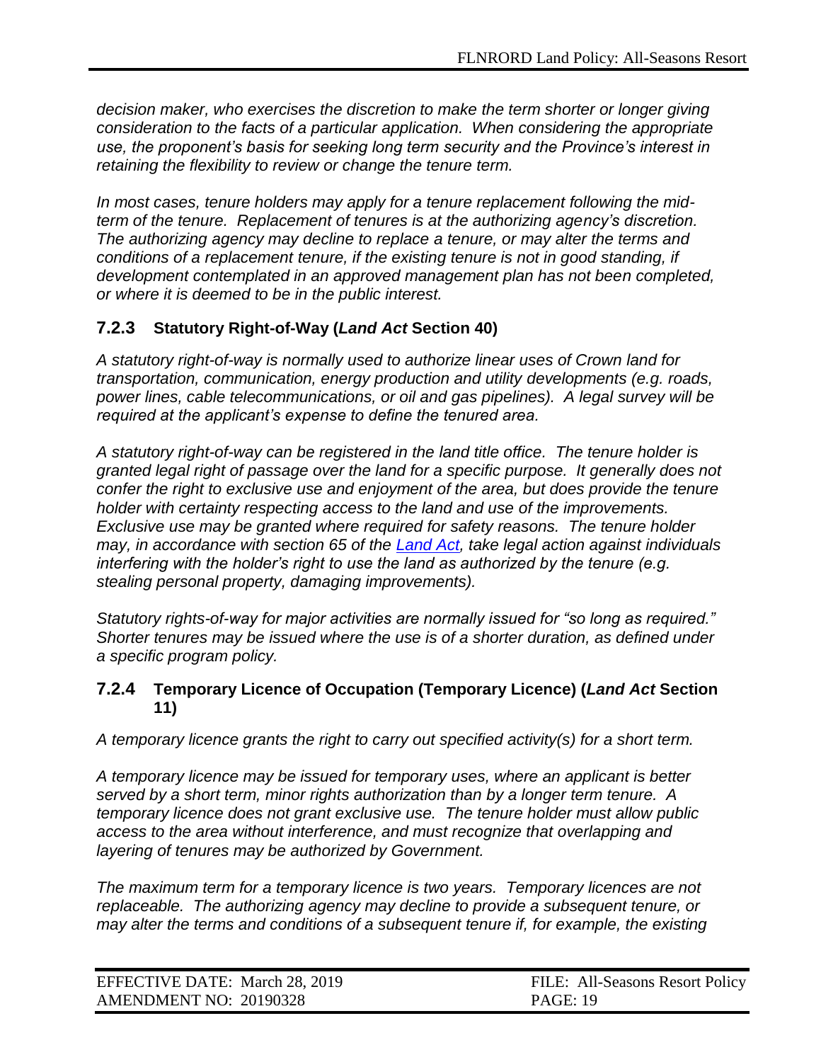*decision maker, who exercises the discretion to make the term shorter or longer giving consideration to the facts of a particular application. When considering the appropriate use, the proponent's basis for seeking long term security and the Province's interest in retaining the flexibility to review or change the tenure term.*

*In most cases, tenure holders may apply for a tenure replacement following the mid-term of the tenure. Replacement of tenures is at the authorizing agency's discretion. The authorizing agency may decline to replace a tenure, or may alter the terms and conditions of a replacement tenure, if the existing tenure is not in good standing, if development contemplated in an approved management plan has not been completed, or where it is deemed to be in the public interest.*

### 7.2.3 Statutory Right-of-Way (*Land Act* Section 40)

*A statutory right-of-way is normally used to authorize linear uses of Crown land for transportation, communication, energy production and utility developments (e.g. roads, power lines, cable telecommunications, or oil and gas pipelines). A legal survey will be required at the applicant's expense to define the tenured area.*

*A statutory right-of-way can be registered in the land title office. The tenure holder is granted legal right of passage over the land for a specific purpose. It generally does not confer the right to exclusive use and enjoyment of the area, but does provide the tenure holder with certainty respecting access to the land and use of the improvements. Exclusive use may be granted where required for safety reasons. The tenure holder may, in accordance with section 65 of the Land Act, take legal action against individuals interfering with the holder's right to use the land as authorized by the tenure (e.g. stealing personal property, damaging improvements).*

*Statutory rights-of-way for major activities are normally issued for "so long as required." Shorter tenures may be issued where the use is of a shorter duration, as defined under a specific program policy.*

### 7.2.4 Temporary Licence of Occupation (Temporary Licence) (*Land Act* Section 11)

*A temporary licence grants the right to carry out specified activity(s) for a short term.*

*A temporary licence may be issued for temporary uses, where an applicant is better served by a short term, minor rights authorization than by a longer term tenure. A temporary licence does not grant exclusive use. The tenure holder must allow public access to the area without interference, and must recognize that overlapping and layering of tenures may be authorized by Government.*

*The maximum term for a temporary licence is two years. Temporary licences are not replaceable. The authorizing agency may decline to provide a subsequent tenure, or may alter the terms and conditions of a subsequent tenure if, for example, the existing*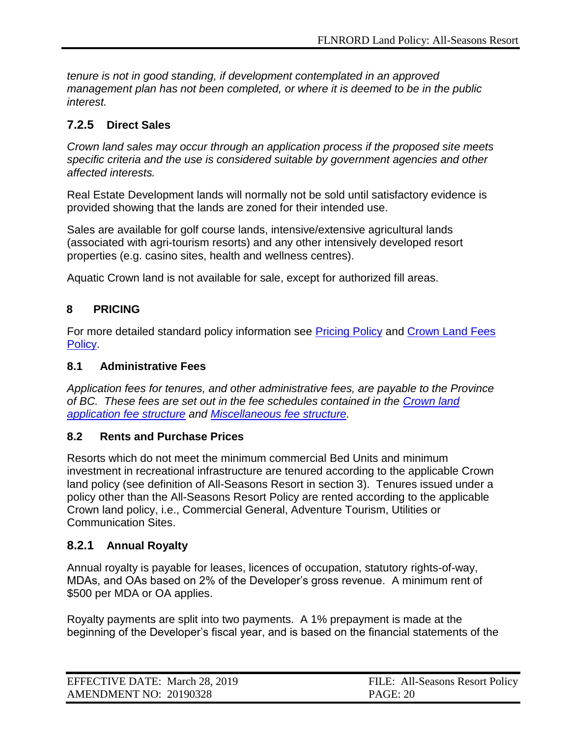*tenure is not in good standing, if development contemplated in an approved management plan has not been completed, or where it is deemed to be in the public interest.*

### 7.2.5 Direct Sales

*Crown land sales may occur through an application process if the proposed site meets specific criteria and the use is considered suitable by government agencies and other affected interests.*

Real Estate Development lands will normally not be sold until satisfactory evidence is provided showing that the lands are zoned for their intended use.

Sales are available for golf course lands, intensive/extensive agricultural lands (associated with agri-tourism resorts) and any other intensively developed resort properties (e.g. casino sites, health and wellness centres).

Aquatic Crown land is not available for sale, except for authorized fill areas.

# 8 PRICING

For more detailed standard policy information see Pricing Policy and Crown Land Fees Policy.

## 8.1 Administrative Fees

*Application fees for tenures, and other administrative fees, are payable to the Province of BC. These fees are set out in the fee schedules contained in the Crown land application fee structure and Miscellaneous fee structure.*

## 8.2 Rents and Purchase Prices

Resorts which do not meet the minimum commercial Bed Units and minimum investment in recreational infrastructure are tenured according to the applicable Crown land policy (see definition of All-Seasons Resort in section 3). Tenures issued under a policy other than the All-Seasons Resort Policy are rented according to the applicable Crown land policy, i.e., Commercial General, Adventure Tourism, Utilities or Communication Sites.

### 8.2.1 Annual Royalty

Annual royalty is payable for leases, licences of occupation, statutory rights-of-way, MDAs, and OAs based on 2% of the Developer's gross revenue. A minimum rent of $500 per MDA or OA applies.

Royalty payments are split into two payments. A 1% prepayment is made at the beginning of the Developer's fiscal year, and is based on the financial statements of the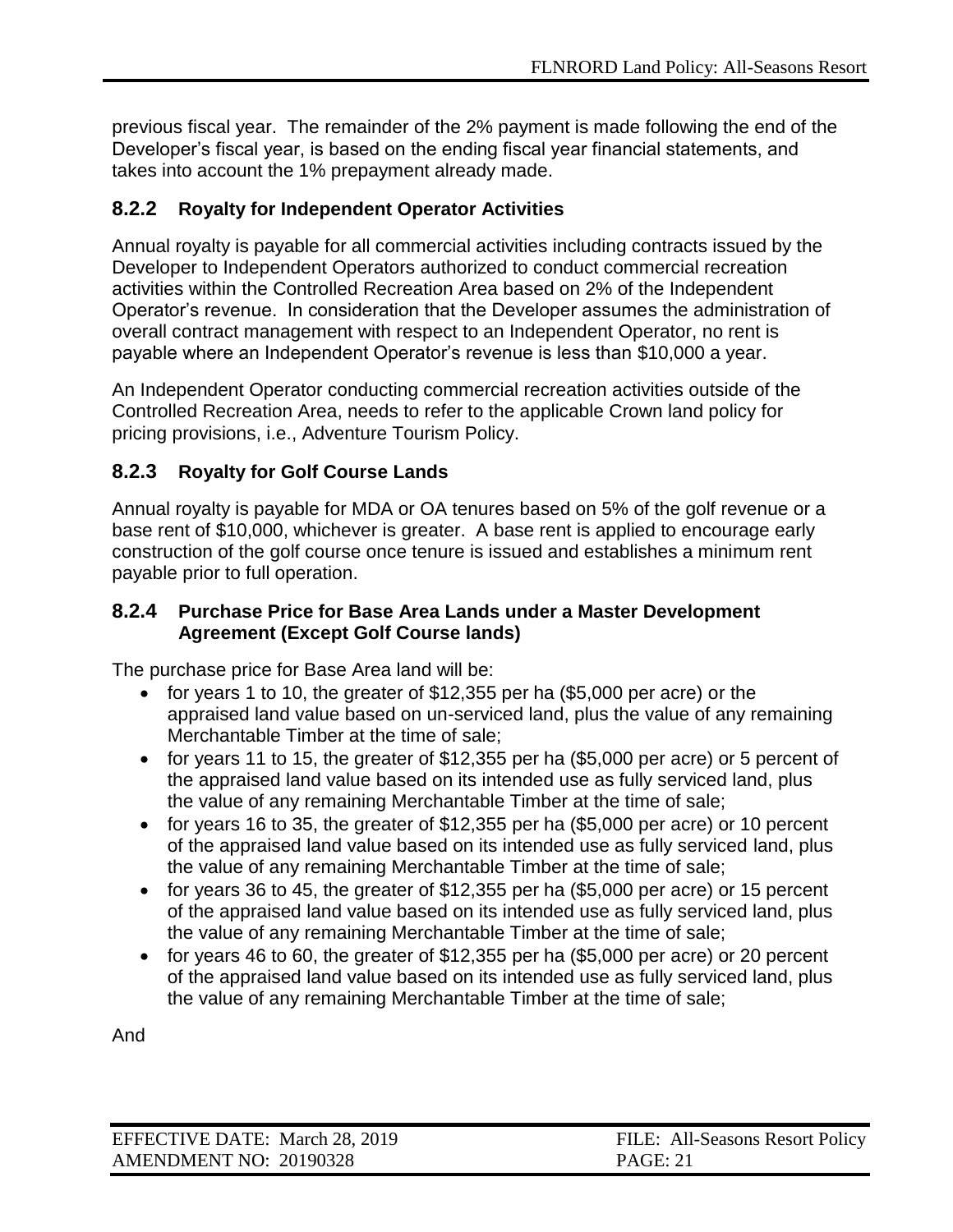previous fiscal year. The remainder of the 2% payment is made following the end of the Developer's fiscal year, is based on the ending fiscal year financial statements, and takes into account the 1% prepayment already made.

### 8.2.2 Royalty for Independent Operator Activities

Annual royalty is payable for all commercial activities including contracts issued by the Developer to Independent Operators authorized to conduct commercial recreation activities within the Controlled Recreation Area based on 2% of the Independent Operator's revenue. In consideration that the Developer assumes the administration of overall contract management with respect to an Independent Operator, no rent is payable where an Independent Operator's revenue is less than $10,000 a year.

An Independent Operator conducting commercial recreation activities outside of the Controlled Recreation Area, needs to refer to the applicable Crown land policy for pricing provisions, i.e., Adventure Tourism Policy.

### 8.2.3 Royalty for Golf Course Lands

Annual royalty is payable for MDA or OA tenures based on 5% of the golf revenue or a base rent of $10,000, whichever is greater. A base rent is applied to encourage early construction of the golf course once tenure is issued and establishes a minimum rent payable prior to full operation.

### 8.2.4 Purchase Price for Base Area Lands under a Master Development Agreement (Except Golf Course lands)

The purchase price for Base Area land will be:

- for years 1 to 10, the greater of $12,355 per ha ($5,000 per acre) or the appraised land value based on un-serviced land, plus the value of any remaining Merchantable Timber at the time of sale;
- for years 11 to 15, the greater of $12,355 per ha ($5,000 per acre) or 5 percent of the appraised land value based on its intended use as fully serviced land, plus the value of any remaining Merchantable Timber at the time of sale;
- for years 16 to 35, the greater of $12,355 per ha ($5,000 per acre) or 10 percent of the appraised land value based on its intended use as fully serviced land, plus the value of any remaining Merchantable Timber at the time of sale;
- for years 36 to 45, the greater of $12,355 per ha ($5,000 per acre) or 15 percent of the appraised land value based on its intended use as fully serviced land, plus the value of any remaining Merchantable Timber at the time of sale;
- for years 46 to 60, the greater of $12,355 per ha ($5,000 per acre) or 20 percent of the appraised land value based on its intended use as fully serviced land, plus the value of any remaining Merchantable Timber at the time of sale;

And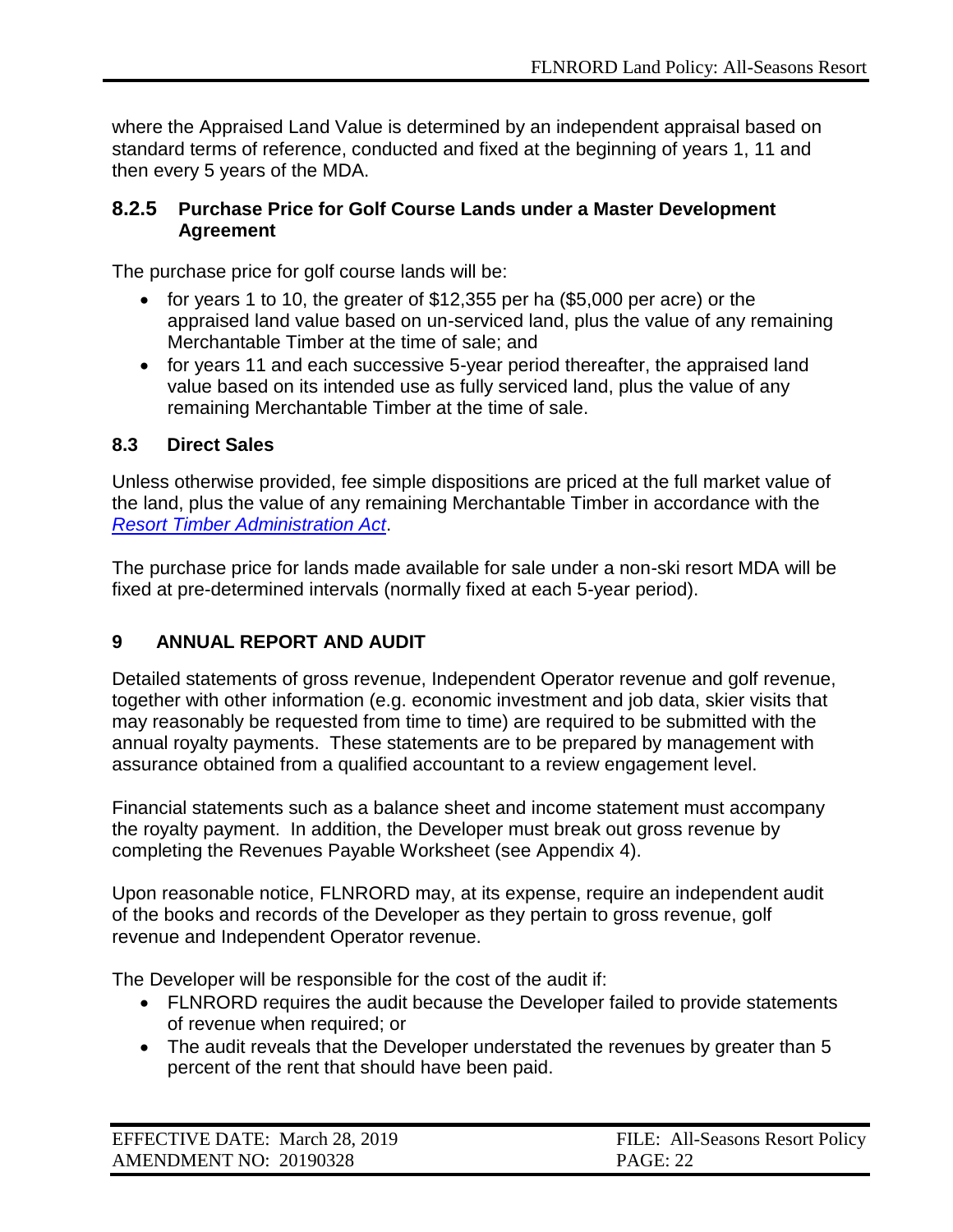where the Appraised Land Value is determined by an independent appraisal based on standard terms of reference, conducted and fixed at the beginning of years 1, 11 and then every 5 years of the MDA.

### 8.2.5 Purchase Price for Golf Course Lands under a Master Development Agreement

The purchase price for golf course lands will be:

- for years 1 to 10, the greater of $12,355 per ha ($5,000 per acre) or the appraised land value based on un-serviced land, plus the value of any remaining Merchantable Timber at the time of sale; and
- for years 11 and each successive 5-year period thereafter, the appraised land value based on its intended use as fully serviced land, plus the value of any remaining Merchantable Timber at the time of sale.

## 8.3 Direct Sales

Unless otherwise provided, fee simple dispositions are priced at the full market value of the land, plus the value of any remaining Merchantable Timber in accordance with the *Resort Timber Administration Act*.

The purchase price for lands made available for sale under a non-ski resort MDA will be fixed at pre-determined intervals (normally fixed at each 5-year period).

# 9 ANNUAL REPORT AND AUDIT

Detailed statements of gross revenue, Independent Operator revenue and golf revenue, together with other information (e.g. economic investment and job data, skier visits that may reasonably be requested from time to time) are required to be submitted with the annual royalty payments. These statements are to be prepared by management with assurance obtained from a qualified accountant to a review engagement level.

Financial statements such as a balance sheet and income statement must accompany the royalty payment. In addition, the Developer must break out gross revenue by completing the Revenues Payable Worksheet (see Appendix 4).

Upon reasonable notice, FLNRORD may, at its expense, require an independent audit of the books and records of the Developer as they pertain to gross revenue, golf revenue and Independent Operator revenue.

The Developer will be responsible for the cost of the audit if:

- FLNRORD requires the audit because the Developer failed to provide statements of revenue when required; or
- The audit reveals that the Developer understated the revenues by greater than 5 percent of the rent that should have been paid.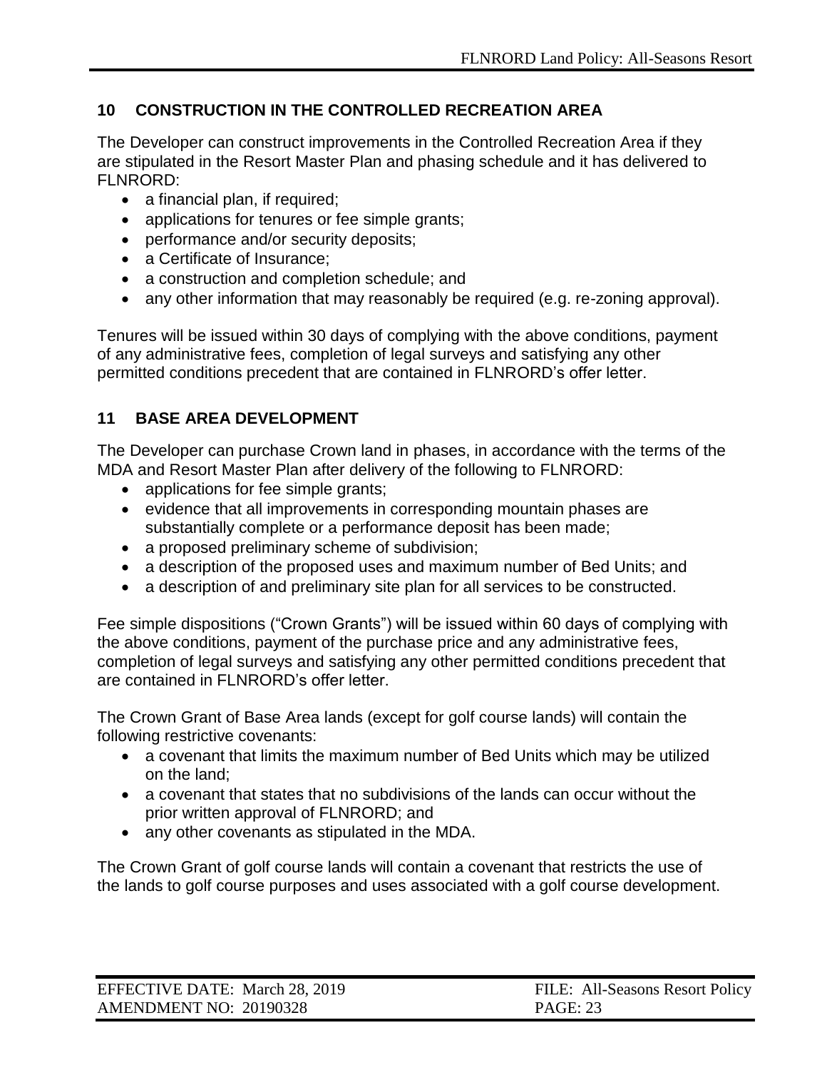## 10 CONSTRUCTION IN THE CONTROLLED RECREATION AREA

The Developer can construct improvements in the Controlled Recreation Area if they are stipulated in the Resort Master Plan and phasing schedule and it has delivered to FLNRORD:

- a financial plan, if required;
- applications for tenures or fee simple grants;
- performance and/or security deposits;
- a Certificate of Insurance;
- a construction and completion schedule; and
- any other information that may reasonably be required (e.g. re-zoning approval).

Tenures will be issued within 30 days of complying with the above conditions, payment of any administrative fees, completion of legal surveys and satisfying any other permitted conditions precedent that are contained in FLNRORD's offer letter.

## 11 BASE AREA DEVELOPMENT

The Developer can purchase Crown land in phases, in accordance with the terms of the MDA and Resort Master Plan after delivery of the following to FLNRORD:

- applications for fee simple grants;
- evidence that all improvements in corresponding mountain phases are substantially complete or a performance deposit has been made;
- a proposed preliminary scheme of subdivision;
- a description of the proposed uses and maximum number of Bed Units; and
- a description of and preliminary site plan for all services to be constructed.

Fee simple dispositions ("Crown Grants") will be issued within 60 days of complying with the above conditions, payment of the purchase price and any administrative fees, completion of legal surveys and satisfying any other permitted conditions precedent that are contained in FLNRORD's offer letter.

The Crown Grant of Base Area lands (except for golf course lands) will contain the following restrictive covenants:

- a covenant that limits the maximum number of Bed Units which may be utilized on the land;
- a covenant that states that no subdivisions of the lands can occur without the prior written approval of FLNRORD; and
- any other covenants as stipulated in the MDA.

The Crown Grant of golf course lands will contain a covenant that restricts the use of the lands to golf course purposes and uses associated with a golf course development.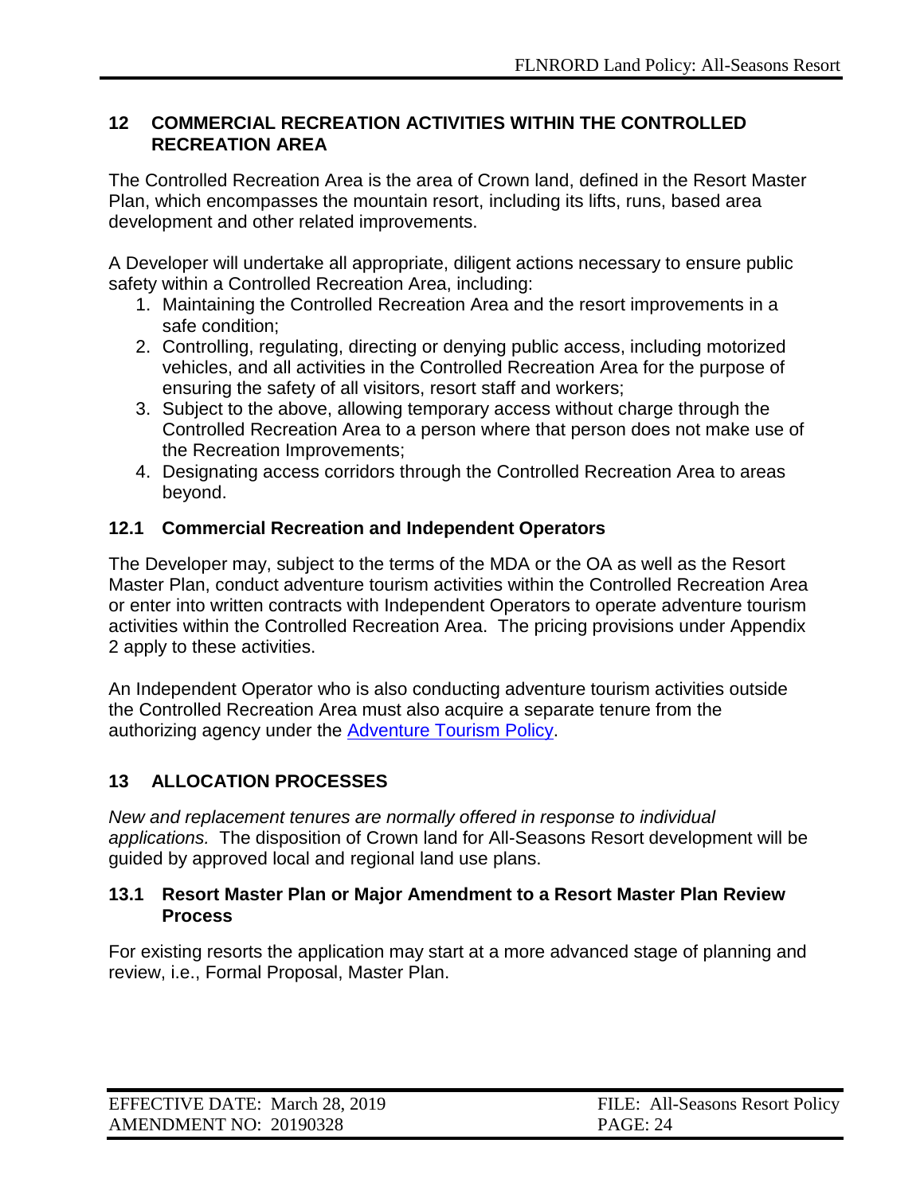## 12 COMMERCIAL RECREATION ACTIVITIES WITHIN THE CONTROLLED RECREATION AREA

The Controlled Recreation Area is the area of Crown land, defined in the Resort Master Plan, which encompasses the mountain resort, including its lifts, runs, based area development and other related improvements.

A Developer will undertake all appropriate, diligent actions necessary to ensure public safety within a Controlled Recreation Area, including:

1. Maintaining the Controlled Recreation Area and the resort improvements in a safe condition;
2. Controlling, regulating, directing or denying public access, including motorized vehicles, and all activities in the Controlled Recreation Area for the purpose of ensuring the safety of all visitors, resort staff and workers;
3. Subject to the above, allowing temporary access without charge through the Controlled Recreation Area to a person where that person does not make use of the Recreation Improvements;
4. Designating access corridors through the Controlled Recreation Area to areas beyond.

### 12.1 Commercial Recreation and Independent Operators

The Developer may, subject to the terms of the MDA or the OA as well as the Resort Master Plan, conduct adventure tourism activities within the Controlled Recreation Area or enter into written contracts with Independent Operators to operate adventure tourism activities within the Controlled Recreation Area. The pricing provisions under Appendix 2 apply to these activities.

An Independent Operator who is also conducting adventure tourism activities outside the Controlled Recreation Area must also acquire a separate tenure from the authorizing agency under the Adventure Tourism Policy.

## 13 ALLOCATION PROCESSES

*New and replacement tenures are normally offered in response to individual applications.* The disposition of Crown land for All-Seasons Resort development will be guided by approved local and regional land use plans.

### 13.1 Resort Master Plan or Major Amendment to a Resort Master Plan Review Process

For existing resorts the application may start at a more advanced stage of planning and review, i.e., Formal Proposal, Master Plan.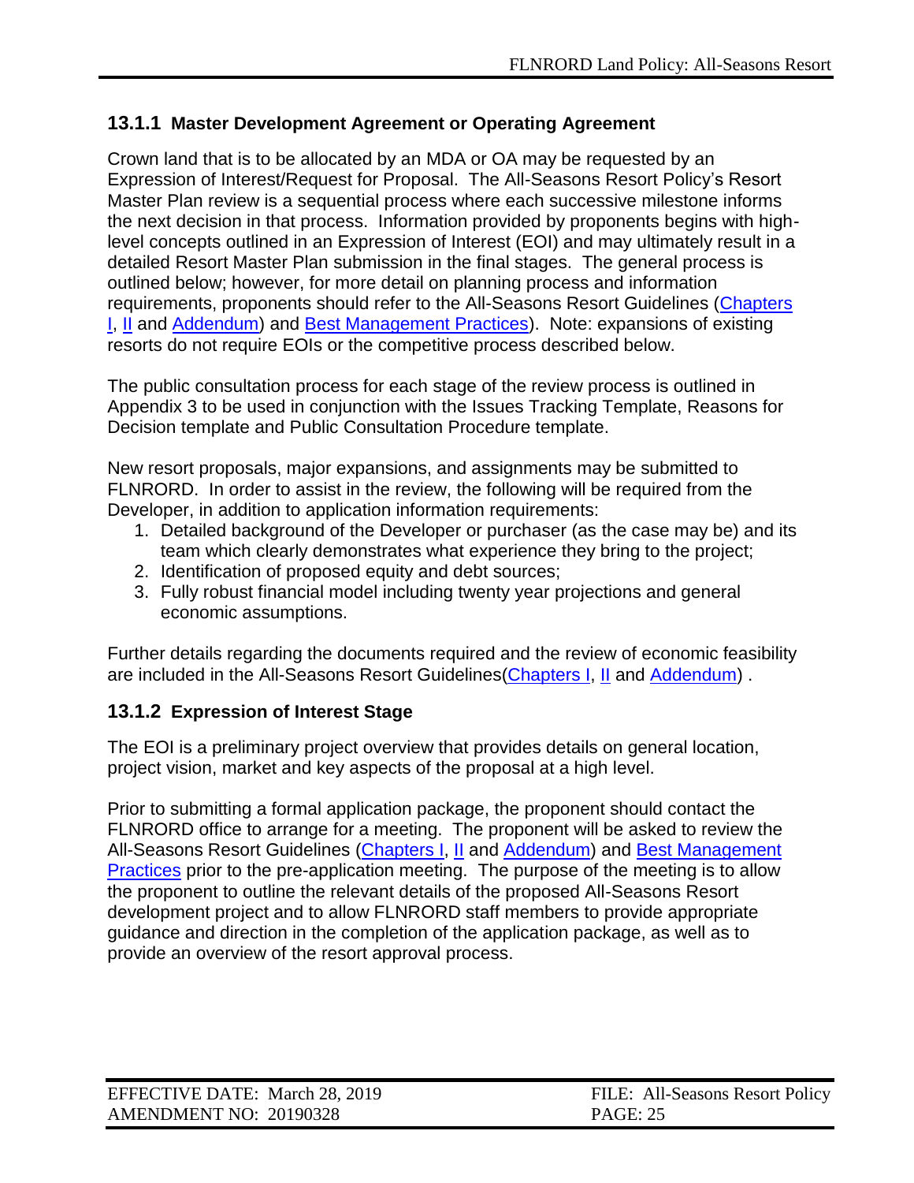### 13.1.1 Master Development Agreement or Operating Agreement

Crown land that is to be allocated by an MDA or OA may be requested by an Expression of Interest/Request for Proposal. The All-Seasons Resort Policy's Resort Master Plan review is a sequential process where each successive milestone informs the next decision in that process. Information provided by proponents begins with high-level concepts outlined in an Expression of Interest (EOI) and may ultimately result in a detailed Resort Master Plan submission in the final stages. The general process is outlined below; however, for more detail on planning process and information requirements, proponents should refer to the All-Seasons Resort Guidelines (Chapters I, II and Addendum) and Best Management Practices). Note: expansions of existing resorts do not require EOIs or the competitive process described below.

The public consultation process for each stage of the review process is outlined in Appendix 3 to be used in conjunction with the Issues Tracking Template, Reasons for Decision template and Public Consultation Procedure template.

New resort proposals, major expansions, and assignments may be submitted to FLNRORD. In order to assist in the review, the following will be required from the Developer, in addition to application information requirements:

1. Detailed background of the Developer or purchaser (as the case may be) and its team which clearly demonstrates what experience they bring to the project;
2. Identification of proposed equity and debt sources;
3. Fully robust financial model including twenty year projections and general economic assumptions.

Further details regarding the documents required and the review of economic feasibility are included in the All-Seasons Resort Guidelines(Chapters I, II and Addendum) .

### 13.1.2 Expression of Interest Stage

The EOI is a preliminary project overview that provides details on general location, project vision, market and key aspects of the proposal at a high level.

Prior to submitting a formal application package, the proponent should contact the FLNRORD office to arrange for a meeting. The proponent will be asked to review the All-Seasons Resort Guidelines (Chapters I, II and Addendum) and Best Management Practices prior to the pre-application meeting. The purpose of the meeting is to allow the proponent to outline the relevant details of the proposed All-Seasons Resort development project and to allow FLNRORD staff members to provide appropriate guidance and direction in the completion of the application package, as well as to provide an overview of the resort approval process.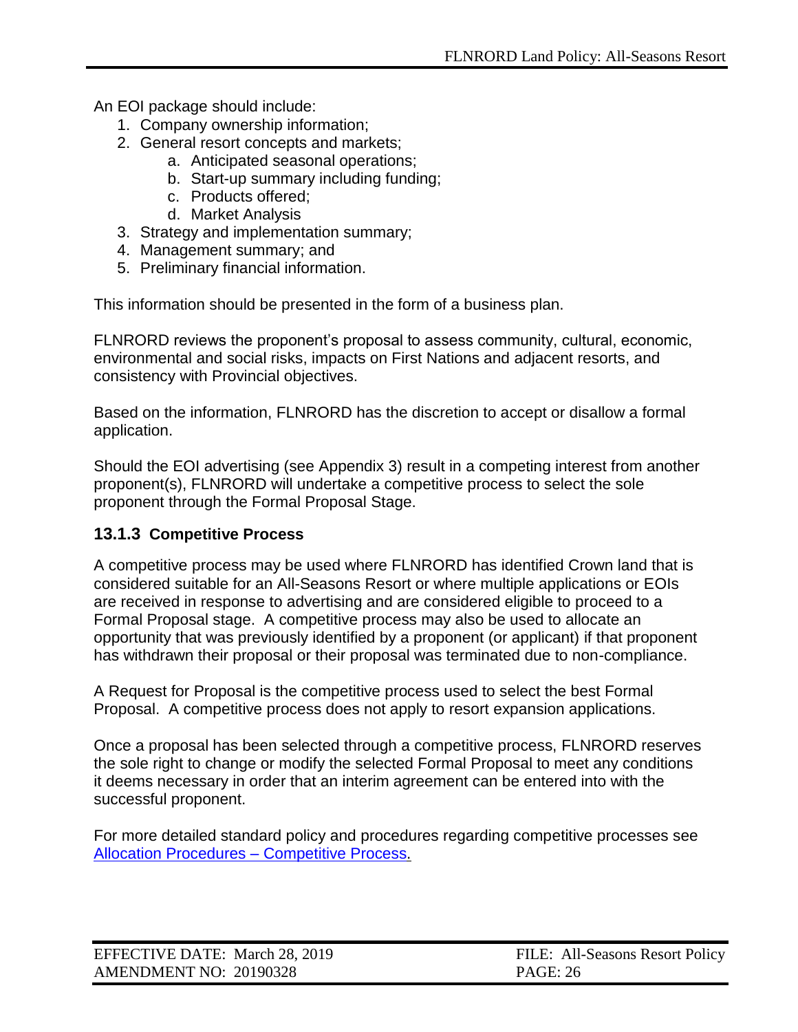An EOI package should include:

1. Company ownership information;
2. General resort concepts and markets;
    a. Anticipated seasonal operations;
    b. Start-up summary including funding;
    c. Products offered;
    d. Market Analysis
3. Strategy and implementation summary;
4. Management summary; and
5. Preliminary financial information.

This information should be presented in the form of a business plan.

FLNRORD reviews the proponent's proposal to assess community, cultural, economic, environmental and social risks, impacts on First Nations and adjacent resorts, and consistency with Provincial objectives.

Based on the information, FLNRORD has the discretion to accept or disallow a formal application.

Should the EOI advertising (see Appendix 3) result in a competing interest from another proponent(s), FLNRORD will undertake a competitive process to select the sole proponent through the Formal Proposal Stage.

### 13.1.3 Competitive Process

A competitive process may be used where FLNRORD has identified Crown land that is considered suitable for an All-Seasons Resort or where multiple applications or EOIs are received in response to advertising and are considered eligible to proceed to a Formal Proposal stage. A competitive process may also be used to allocate an opportunity that was previously identified by a proponent (or applicant) if that proponent has withdrawn their proposal or their proposal was terminated due to non-compliance.

A Request for Proposal is the competitive process used to select the best Formal Proposal. A competitive process does not apply to resort expansion applications.

Once a proposal has been selected through a competitive process, FLNRORD reserves the sole right to change or modify the selected Formal Proposal to meet any conditions it deems necessary in order that an interim agreement can be entered into with the successful proponent.

For more detailed standard policy and procedures regarding competitive processes see Allocation Procedures – Competitive Process.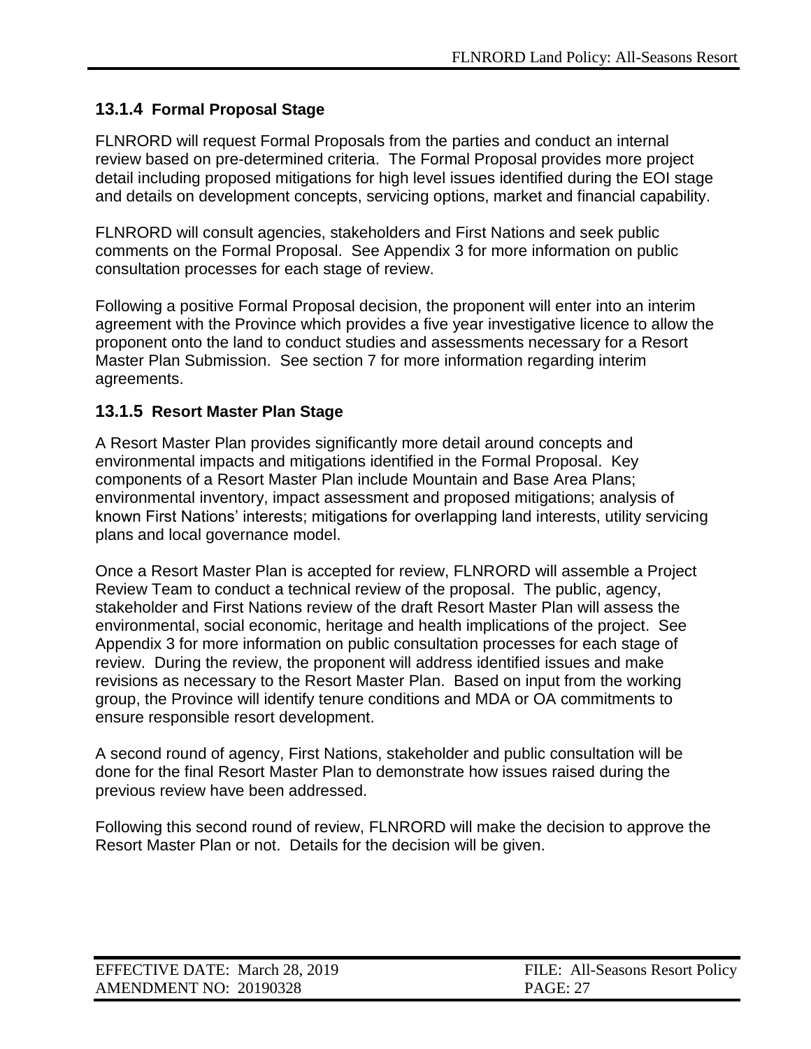### 13.1.4 Formal Proposal Stage

FLNRORD will request Formal Proposals from the parties and conduct an internal review based on pre-determined criteria. The Formal Proposal provides more project detail including proposed mitigations for high level issues identified during the EOI stage and details on development concepts, servicing options, market and financial capability.

FLNRORD will consult agencies, stakeholders and First Nations and seek public comments on the Formal Proposal. See Appendix 3 for more information on public consultation processes for each stage of review.

Following a positive Formal Proposal decision, the proponent will enter into an interim agreement with the Province which provides a five year investigative licence to allow the proponent onto the land to conduct studies and assessments necessary for a Resort Master Plan Submission. See section 7 for more information regarding interim agreements.

### 13.1.5 Resort Master Plan Stage

A Resort Master Plan provides significantly more detail around concepts and environmental impacts and mitigations identified in the Formal Proposal. Key components of a Resort Master Plan include Mountain and Base Area Plans; environmental inventory, impact assessment and proposed mitigations; analysis of known First Nations' interests; mitigations for overlapping land interests, utility servicing plans and local governance model.

Once a Resort Master Plan is accepted for review, FLNRORD will assemble a Project Review Team to conduct a technical review of the proposal. The public, agency, stakeholder and First Nations review of the draft Resort Master Plan will assess the environmental, social economic, heritage and health implications of the project. See Appendix 3 for more information on public consultation processes for each stage of review. During the review, the proponent will address identified issues and make revisions as necessary to the Resort Master Plan. Based on input from the working group, the Province will identify tenure conditions and MDA or OA commitments to ensure responsible resort development.

A second round of agency, First Nations, stakeholder and public consultation will be done for the final Resort Master Plan to demonstrate how issues raised during the previous review have been addressed.

Following this second round of review, FLNRORD will make the decision to approve the Resort Master Plan or not. Details for the decision will be given.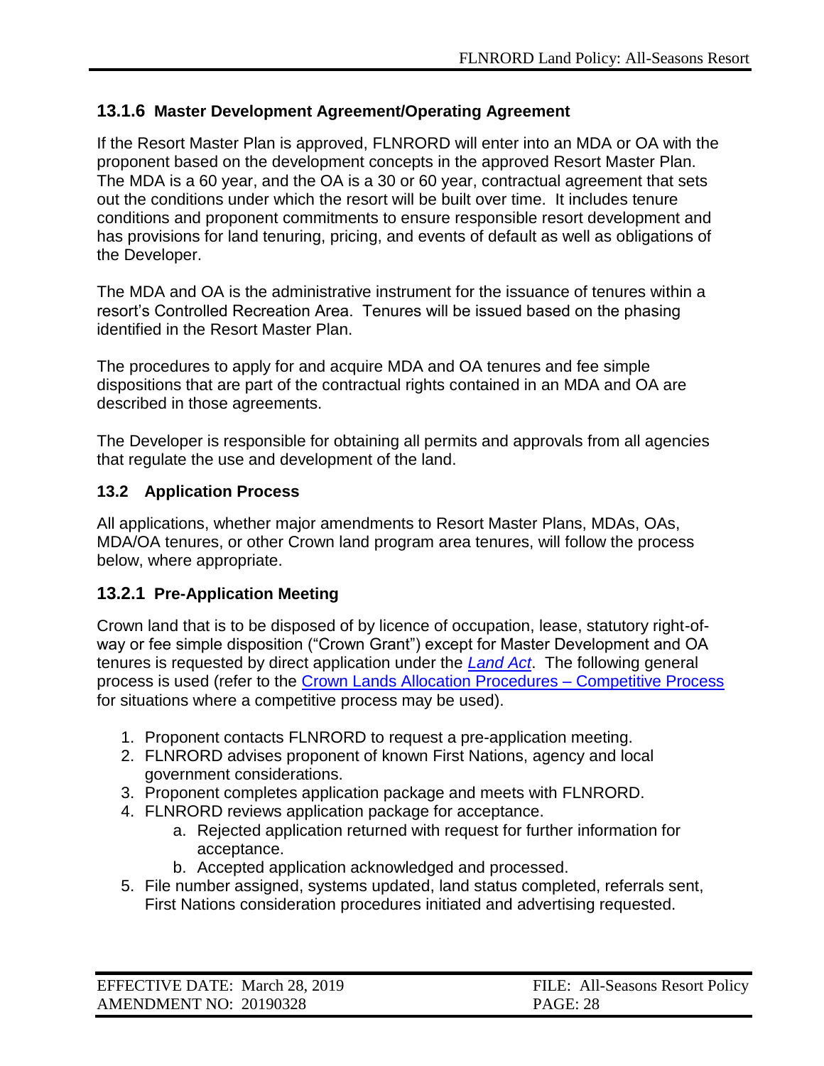### 13.1.6 Master Development Agreement/Operating Agreement

If the Resort Master Plan is approved, FLNRORD will enter into an MDA or OA with the proponent based on the development concepts in the approved Resort Master Plan. The MDA is a 60 year, and the OA is a 30 or 60 year, contractual agreement that sets out the conditions under which the resort will be built over time. It includes tenure conditions and proponent commitments to ensure responsible resort development and has provisions for land tenuring, pricing, and events of default as well as obligations of the Developer.

The MDA and OA is the administrative instrument for the issuance of tenures within a resort's Controlled Recreation Area. Tenures will be issued based on the phasing identified in the Resort Master Plan.

The procedures to apply for and acquire MDA and OA tenures and fee simple dispositions that are part of the contractual rights contained in an MDA and OA are described in those agreements.

The Developer is responsible for obtaining all permits and approvals from all agencies that regulate the use and development of the land.

## 13.2 Application Process

All applications, whether major amendments to Resort Master Plans, MDAs, OAs, MDA/OA tenures, or other Crown land program area tenures, will follow the process below, where appropriate.

### 13.2.1 Pre-Application Meeting

Crown land that is to be disposed of by licence of occupation, lease, statutory right-of-way or fee simple disposition ("Crown Grant") except for Master Development and OA tenures is requested by direct application under the *Land Act*. The following general process is used (refer to the Crown Lands Allocation Procedures – Competitive Process for situations where a competitive process may be used).

1. Proponent contacts FLNRORD to request a pre-application meeting.
2. FLNRORD advises proponent of known First Nations, agency and local government considerations.
3. Proponent completes application package and meets with FLNRORD.
4. FLNRORD reviews application package for acceptance.
   a. Rejected application returned with request for further information for acceptance.
   b. Accepted application acknowledged and processed.
5. File number assigned, systems updated, land status completed, referrals sent, First Nations consideration procedures initiated and advertising requested.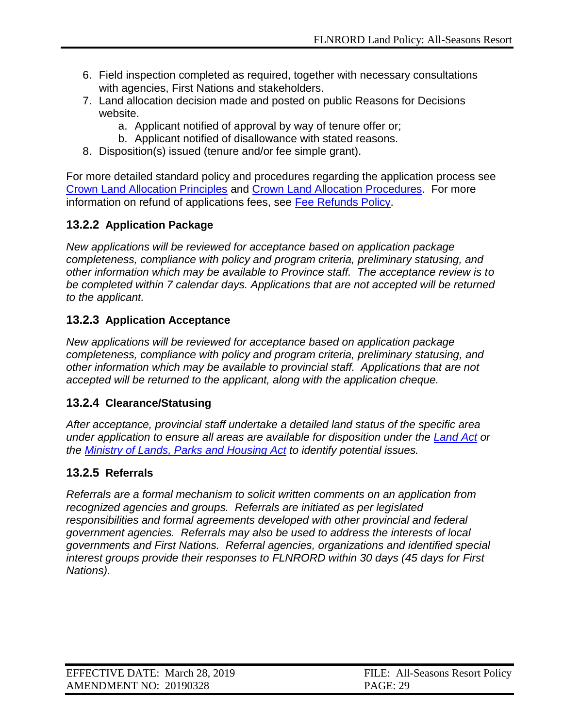6. Field inspection completed as required, together with necessary consultations with agencies, First Nations and stakeholders.
7. Land allocation decision made and posted on public Reasons for Decisions website.
    a. Applicant notified of approval by way of tenure offer or;
    b. Applicant notified of disallowance with stated reasons.
8. Disposition(s) issued (tenure and/or fee simple grant).

For more detailed standard policy and procedures regarding the application process see Crown Land Allocation Principles and Crown Land Allocation Procedures. For more information on refund of applications fees, see Fee Refunds Policy.

### 13.2.2 Application Package

*New applications will be reviewed for acceptance based on application package completeness, compliance with policy and program criteria, preliminary statusing, and other information which may be available to Province staff. The acceptance review is to be completed within 7 calendar days. Applications that are not accepted will be returned to the applicant.*

### 13.2.3 Application Acceptance

*New applications will be reviewed for acceptance based on application package completeness, compliance with policy and program criteria, preliminary statusing, and other information which may be available to provincial staff. Applications that are not accepted will be returned to the applicant, along with the application cheque.*

### 13.2.4 Clearance/Statusing

*After acceptance, provincial staff undertake a detailed land status of the specific area under application to ensure all areas are available for disposition under the Land Act or the Ministry of Lands, Parks and Housing Act to identify potential issues.*

### 13.2.5 Referrals

*Referrals are a formal mechanism to solicit written comments on an application from recognized agencies and groups. Referrals are initiated as per legislated responsibilities and formal agreements developed with other provincial and federal government agencies. Referrals may also be used to address the interests of local governments and First Nations. Referral agencies, organizations and identified special interest groups provide their responses to FLNRORD within 30 days (45 days for First Nations).*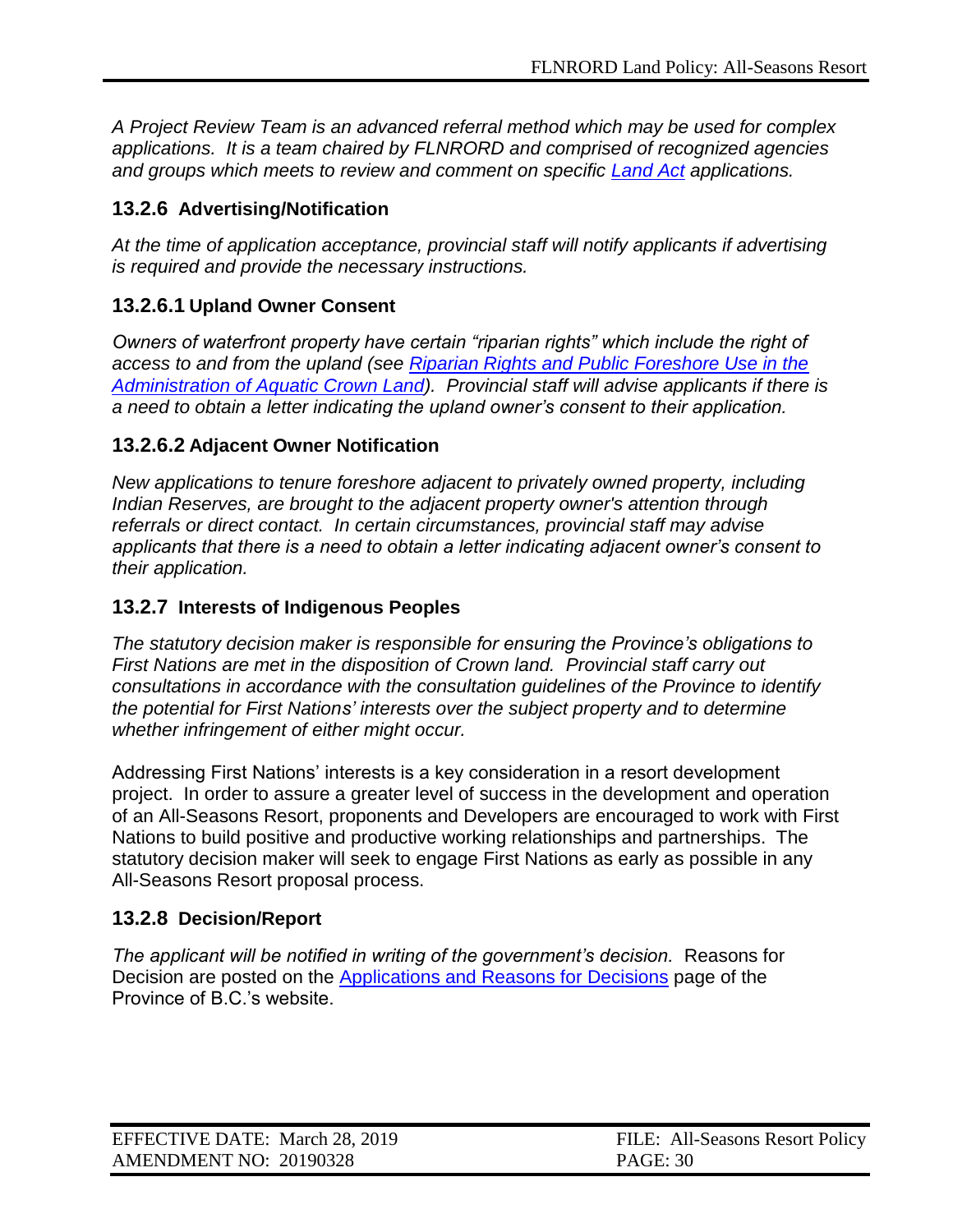*A Project Review Team is an advanced referral method which may be used for complex applications. It is a team chaired by FLNRORD and comprised of recognized agencies and groups which meets to review and comment on specific [Land Act](#) applications.*

### 13.2.6 Advertising/Notification

*At the time of application acceptance, provincial staff will notify applicants if advertising is required and provide the necessary instructions.*

#### 13.2.6.1 Upland Owner Consent

*Owners of waterfront property have certain "riparian rights" which include the right of access to and from the upland (see [Riparian Rights and Public Foreshore Use in the Administration of Aquatic Crown Land](#)). Provincial staff will advise applicants if there is a need to obtain a letter indicating the upland owner's consent to their application.*

#### 13.2.6.2 Adjacent Owner Notification

*New applications to tenure foreshore adjacent to privately owned property, including Indian Reserves, are brought to the adjacent property owner's attention through referrals or direct contact. In certain circumstances, provincial staff may advise applicants that there is a need to obtain a letter indicating adjacent owner's consent to their application.*

### 13.2.7 Interests of Indigenous Peoples

*The statutory decision maker is responsible for ensuring the Province's obligations to First Nations are met in the disposition of Crown land. Provincial staff carry out consultations in accordance with the consultation guidelines of the Province to identify the potential for First Nations' interests over the subject property and to determine whether infringement of either might occur.*

Addressing First Nations' interests is a key consideration in a resort development project. In order to assure a greater level of success in the development and operation of an All-Seasons Resort, proponents and Developers are encouraged to work with First Nations to build positive and productive working relationships and partnerships. The statutory decision maker will seek to engage First Nations as early as possible in any All-Seasons Resort proposal process.

### 13.2.8 Decision/Report

*The applicant will be notified in writing of the government's decision.* Reasons for Decision are posted on the [Applications and Reasons for Decisions](#) page of the Province of B.C.'s website.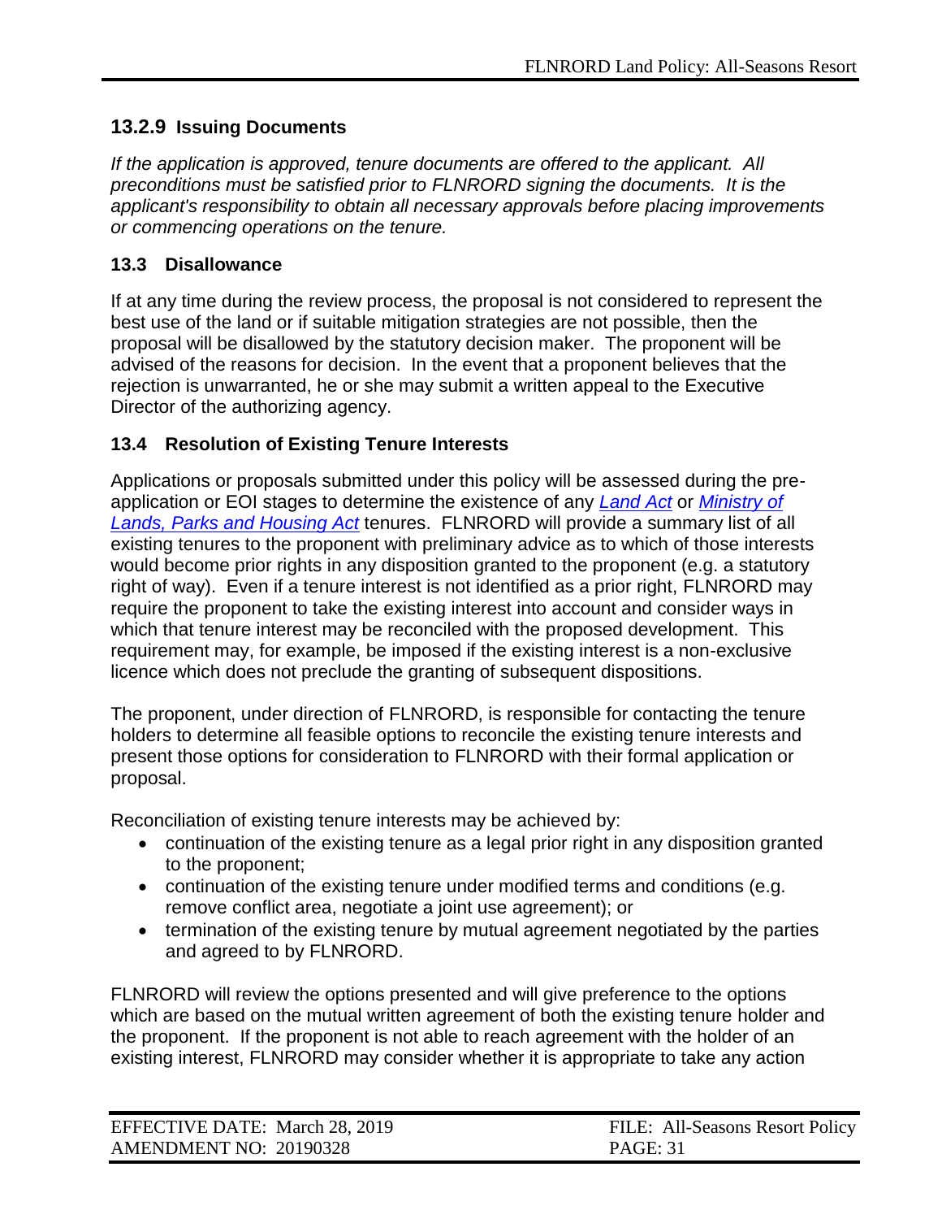### 13.2.9 Issuing Documents

*If the application is approved, tenure documents are offered to the applicant. All preconditions must be satisfied prior to FLNRORD signing the documents. It is the applicant's responsibility to obtain all necessary approvals before placing improvements or commencing operations on the tenure.*

## 13.3 Disallowance

If at any time during the review process, the proposal is not considered to represent the best use of the land or if suitable mitigation strategies are not possible, then the proposal will be disallowed by the statutory decision maker. The proponent will be advised of the reasons for decision. In the event that a proponent believes that the rejection is unwarranted, he or she may submit a written appeal to the Executive Director of the authorizing agency.

## 13.4 Resolution of Existing Tenure Interests

Applications or proposals submitted under this policy will be assessed during the pre-application or EOI stages to determine the existence of any *Land Act* or *Ministry of Lands, Parks and Housing Act* tenures. FLNRORD will provide a summary list of all existing tenures to the proponent with preliminary advice as to which of those interests would become prior rights in any disposition granted to the proponent (e.g. a statutory right of way). Even if a tenure interest is not identified as a prior right, FLNRORD may require the proponent to take the existing interest into account and consider ways in which that tenure interest may be reconciled with the proposed development. This requirement may, for example, be imposed if the existing interest is a non-exclusive licence which does not preclude the granting of subsequent dispositions.

The proponent, under direction of FLNRORD, is responsible for contacting the tenure holders to determine all feasible options to reconcile the existing tenure interests and present those options for consideration to FLNRORD with their formal application or proposal.

Reconciliation of existing tenure interests may be achieved by:

- continuation of the existing tenure as a legal prior right in any disposition granted to the proponent;
- continuation of the existing tenure under modified terms and conditions (e.g. remove conflict area, negotiate a joint use agreement); or
- termination of the existing tenure by mutual agreement negotiated by the parties and agreed to by FLNRORD.

FLNRORD will review the options presented and will give preference to the options which are based on the mutual written agreement of both the existing tenure holder and the proponent. If the proponent is not able to reach agreement with the holder of an existing interest, FLNRORD may consider whether it is appropriate to take any action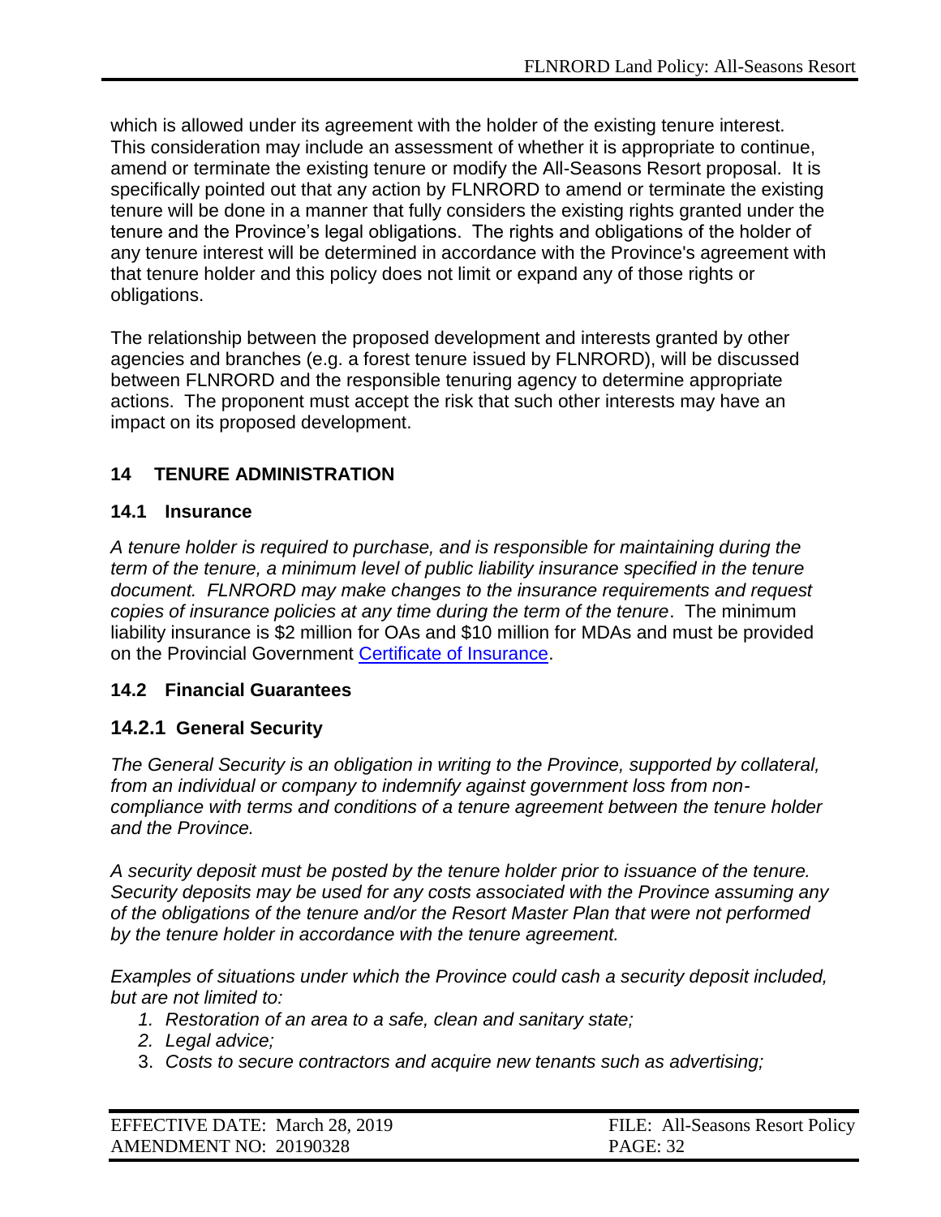which is allowed under its agreement with the holder of the existing tenure interest. This consideration may include an assessment of whether it is appropriate to continue, amend or terminate the existing tenure or modify the All-Seasons Resort proposal. It is specifically pointed out that any action by FLNRORD to amend or terminate the existing tenure will be done in a manner that fully considers the existing rights granted under the tenure and the Province's legal obligations. The rights and obligations of the holder of any tenure interest will be determined in accordance with the Province's agreement with that tenure holder and this policy does not limit or expand any of those rights or obligations.

The relationship between the proposed development and interests granted by other agencies and branches (e.g. a forest tenure issued by FLNRORD), will be discussed between FLNRORD and the responsible tenuring agency to determine appropriate actions. The proponent must accept the risk that such other interests may have an impact on its proposed development.

## 14 TENURE ADMINISTRATION

### 14.1 Insurance

*A tenure holder is required to purchase, and is responsible for maintaining during the term of the tenure, a minimum level of public liability insurance specified in the tenure document. FLNRORD may make changes to the insurance requirements and request copies of insurance policies at any time during the term of the tenure*. The minimum liability insurance is \$2 million for OAs and \$10 million for MDAs and must be provided on the Provincial Government Certificate of Insurance.

### 14.2 Financial Guarantees

#### 14.2.1 General Security

*The General Security is an obligation in writing to the Province, supported by collateral, from an individual or company to indemnify against government loss from non-compliance with terms and conditions of a tenure agreement between the tenure holder and the Province.*

*A security deposit must be posted by the tenure holder prior to issuance of the tenure. Security deposits may be used for any costs associated with the Province assuming any of the obligations of the tenure and/or the Resort Master Plan that were not performed by the tenure holder in accordance with the tenure agreement.*

*Examples of situations under which the Province could cash a security deposit included, but are not limited to:*

1. *Restoration of an area to a safe, clean and sanitary state;*
2. *Legal advice;*
3. *Costs to secure contractors and acquire new tenants such as advertising;*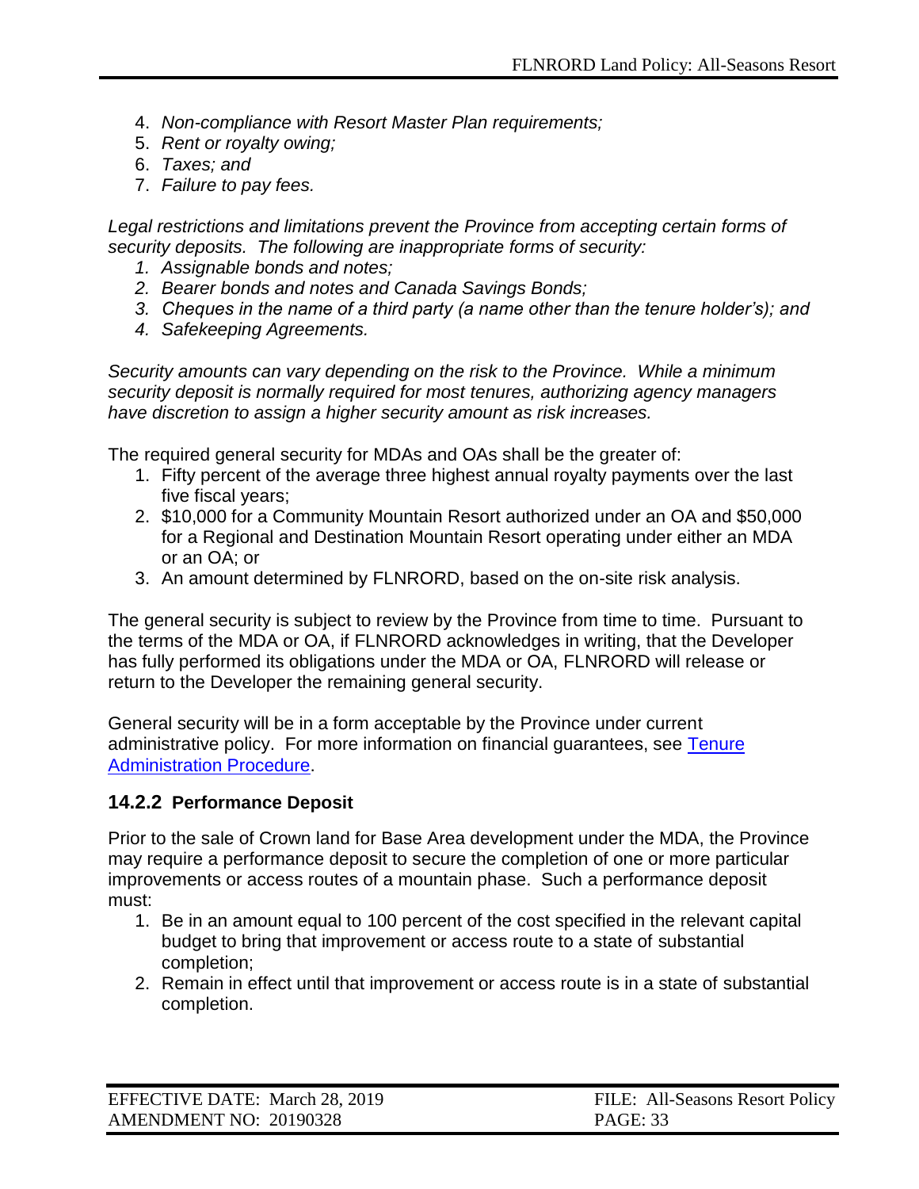4. *Non-compliance with Resort Master Plan requirements;*
5. *Rent or royalty owing;*
6. *Taxes; and*
7. *Failure to pay fees.*

*Legal restrictions and limitations prevent the Province from accepting certain forms of security deposits. The following are inappropriate forms of security:*

1. *Assignable bonds and notes;*
2. *Bearer bonds and notes and Canada Savings Bonds;*
3. *Cheques in the name of a third party (a name other than the tenure holder's); and*
4. *Safekeeping Agreements.*

*Security amounts can vary depending on the risk to the Province. While a minimum security deposit is normally required for most tenures, authorizing agency managers have discretion to assign a higher security amount as risk increases.*

The required general security for MDAs and OAs shall be the greater of:

1. Fifty percent of the average three highest annual royalty payments over the last five fiscal years;
2. $10,000 for a Community Mountain Resort authorized under an OA and $50,000 for a Regional and Destination Mountain Resort operating under either an MDA or an OA; or
3. An amount determined by FLNRORD, based on the on-site risk analysis.

The general security is subject to review by the Province from time to time. Pursuant to the terms of the MDA or OA, if FLNRORD acknowledges in writing, that the Developer has fully performed its obligations under the MDA or OA, FLNRORD will release or return to the Developer the remaining general security.

General security will be in a form acceptable by the Province under current administrative policy. For more information on financial guarantees, see [Tenure Administration Procedure].

### 14.2.2 Performance Deposit

Prior to the sale of Crown land for Base Area development under the MDA, the Province may require a performance deposit to secure the completion of one or more particular improvements or access routes of a mountain phase. Such a performance deposit must:

1. Be in an amount equal to 100 percent of the cost specified in the relevant capital budget to bring that improvement or access route to a state of substantial completion;
2. Remain in effect until that improvement or access route is in a state of substantial completion.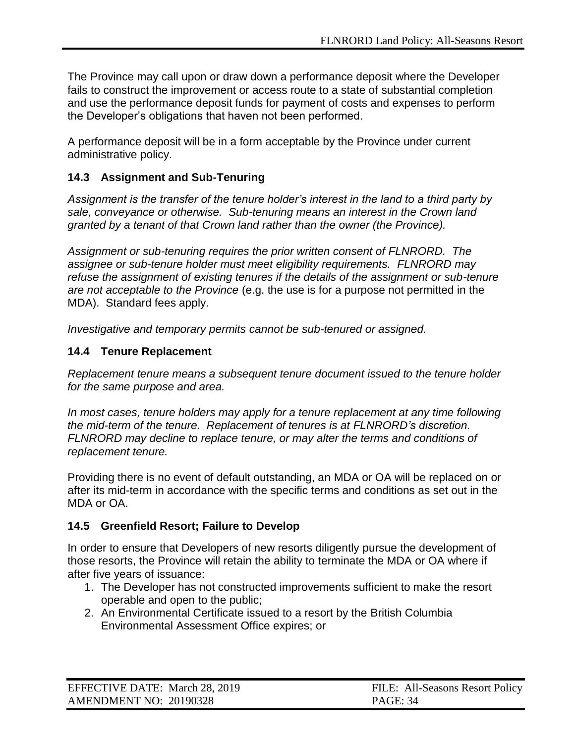The Province may call upon or draw down a performance deposit where the Developer fails to construct the improvement or access route to a state of substantial completion and use the performance deposit funds for payment of costs and expenses to perform the Developer's obligations that haven not been performed.

A performance deposit will be in a form acceptable by the Province under current administrative policy.

### 14.3 Assignment and Sub-Tenuring

*Assignment is the transfer of the tenure holder's interest in the land to a third party by sale, conveyance or otherwise. Sub-tenuring means an interest in the Crown land granted by a tenant of that Crown land rather than the owner (the Province).*

*Assignment or sub-tenuring requires the prior written consent of FLNRORD. The assignee or sub-tenure holder must meet eligibility requirements. FLNRORD may refuse the assignment of existing tenures if the details of the assignment or sub-tenure are not acceptable to the Province* (e.g. the use is for a purpose not permitted in the MDA). Standard fees apply.

*Investigative and temporary permits cannot be sub-tenured or assigned.*

### 14.4 Tenure Replacement

*Replacement tenure means a subsequent tenure document issued to the tenure holder for the same purpose and area.*

*In most cases, tenure holders may apply for a tenure replacement at any time following the mid-term of the tenure. Replacement of tenures is at FLNRORD's discretion. FLNRORD may decline to replace tenure, or may alter the terms and conditions of replacement tenure.*

Providing there is no event of default outstanding, an MDA or OA will be replaced on or after its mid-term in accordance with the specific terms and conditions as set out in the MDA or OA.

### 14.5 Greenfield Resort; Failure to Develop

In order to ensure that Developers of new resorts diligently pursue the development of those resorts, the Province will retain the ability to terminate the MDA or OA where if after five years of issuance:

1. The Developer has not constructed improvements sufficient to make the resort operable and open to the public;
2. An Environmental Certificate issued to a resort by the British Columbia Environmental Assessment Office expires; or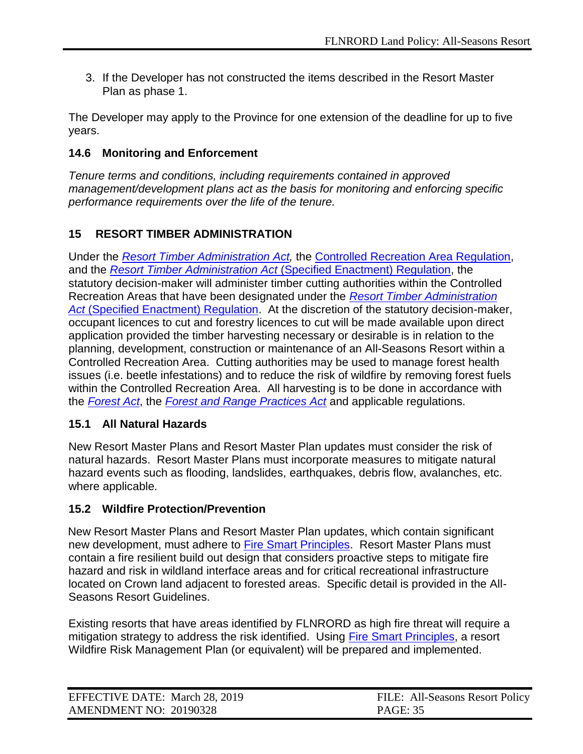3. If the Developer has not constructed the items described in the Resort Master Plan as phase 1.

The Developer may apply to the Province for one extension of the deadline for up to five years.

### 14.6 Monitoring and Enforcement

*Tenure terms and conditions, including requirements contained in approved management/development plans act as the basis for monitoring and enforcing specific performance requirements over the life of the tenure.*

## 15 RESORT TIMBER ADMINISTRATION

Under the *Resort Timber Administration Act,* the Controlled Recreation Area Regulation, and the *Resort Timber Administration Act* (Specified Enactment) Regulation, the statutory decision-maker will administer timber cutting authorities within the Controlled Recreation Areas that have been designated under the *Resort Timber Administration Act* (Specified Enactment) Regulation. At the discretion of the statutory decision-maker, occupant licences to cut and forestry licences to cut will be made available upon direct application provided the timber harvesting necessary or desirable is in relation to the planning, development, construction or maintenance of an All-Seasons Resort within a Controlled Recreation Area. Cutting authorities may be used to manage forest health issues (i.e. beetle infestations) and to reduce the risk of wildfire by removing forest fuels within the Controlled Recreation Area. All harvesting is to be done in accordance with the *Forest Act*, the *Forest and Range Practices Act* and applicable regulations.

### 15.1 All Natural Hazards

New Resort Master Plans and Resort Master Plan updates must consider the risk of natural hazards. Resort Master Plans must incorporate measures to mitigate natural hazard events such as flooding, landslides, earthquakes, debris flow, avalanches, etc. where applicable.

### 15.2 Wildfire Protection/Prevention

New Resort Master Plans and Resort Master Plan updates, which contain significant new development, must adhere to Fire Smart Principles. Resort Master Plans must contain a fire resilient build out design that considers proactive steps to mitigate fire hazard and risk in wildland interface areas and for critical recreational infrastructure located on Crown land adjacent to forested areas. Specific detail is provided in the All-Seasons Resort Guidelines.

Existing resorts that have areas identified by FLNRORD as high fire threat will require a mitigation strategy to address the risk identified. Using Fire Smart Principles, a resort Wildfire Risk Management Plan (or equivalent) will be prepared and implemented.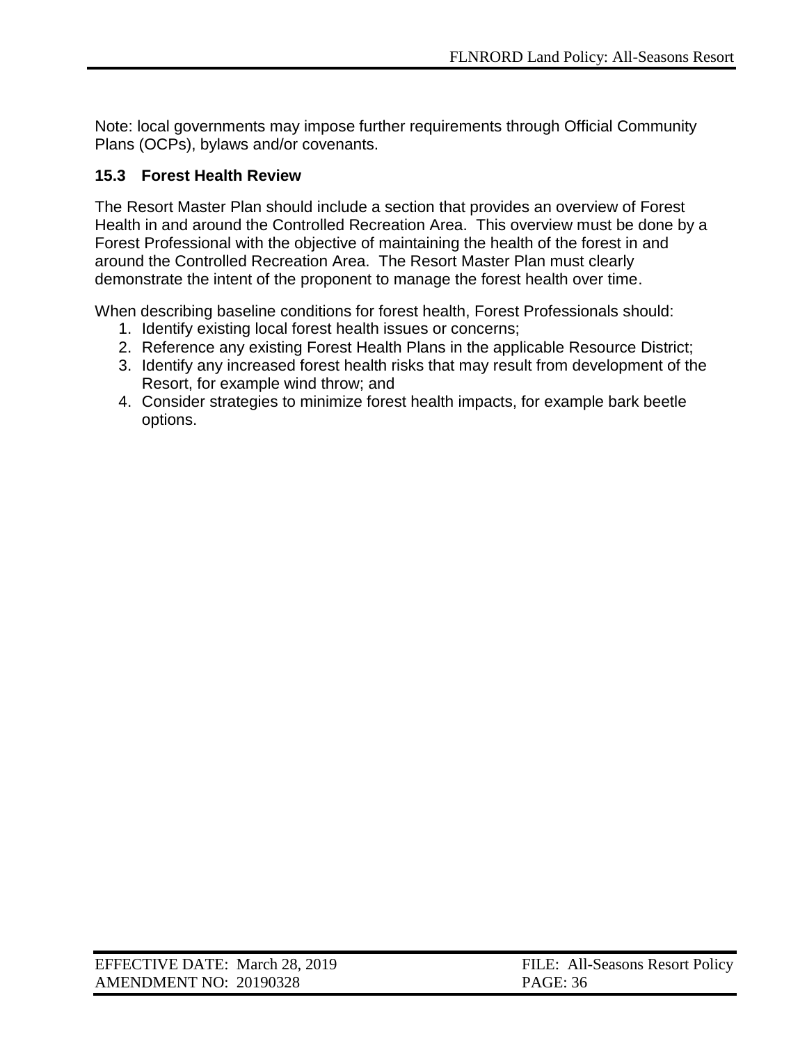Note: local governments may impose further requirements through Official Community Plans (OCPs), bylaws and/or covenants.

### 15.3 Forest Health Review

The Resort Master Plan should include a section that provides an overview of Forest Health in and around the Controlled Recreation Area. This overview must be done by a Forest Professional with the objective of maintaining the health of the forest in and around the Controlled Recreation Area. The Resort Master Plan must clearly demonstrate the intent of the proponent to manage the forest health over time.

When describing baseline conditions for forest health, Forest Professionals should:

1. Identify existing local forest health issues or concerns;
2. Reference any existing Forest Health Plans in the applicable Resource District;
3. Identify any increased forest health risks that may result from development of the Resort, for example wind throw; and
4. Consider strategies to minimize forest health impacts, for example bark beetle options.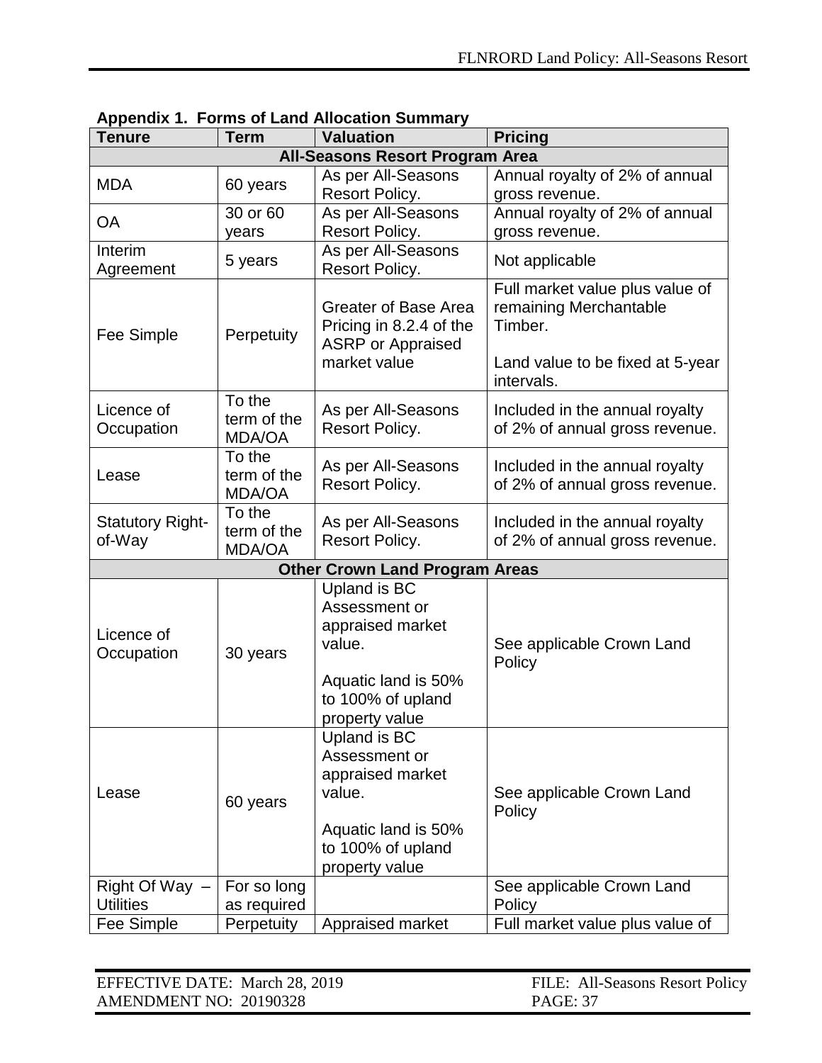**Appendix 1. Forms of Land Allocation Summary**

| Tenure | Term | Valuation | Pricing |
|---|---|---|---|
| **All-Seasons Resort Program Area** | | | |
| MDA | 60 years | As per All-Seasons Resort Policy. | Annual royalty of 2% of annual gross revenue. |
| OA | 30 or 60 years | As per All-Seasons Resort Policy. | Annual royalty of 2% of annual gross revenue. |
| Interim Agreement | 5 years | As per All-Seasons Resort Policy. | Not applicable |
| Fee Simple | Perpetuity | Greater of Base Area Pricing in 8.2.4 of the ASRP or Appraised market value | Full market value plus value of remaining Merchantable Timber.<br><br>Land value to be fixed at 5-year intervals. |
| Licence of Occupation | To the term of the MDA/OA | As per All-Seasons Resort Policy. | Included in the annual royalty of 2% of annual gross revenue. |
| Lease | To the term of the MDA/OA | As per All-Seasons Resort Policy. | Included in the annual royalty of 2% of annual gross revenue. |
| Statutory Right-of-Way | To the term of the MDA/OA | As per All-Seasons Resort Policy. | Included in the annual royalty of 2% of annual gross revenue. |
| **Other Crown Land Program Areas** | | | |
| Licence of Occupation | 30 years | Upland is BC Assessment or appraised market value.<br><br>Aquatic land is 50% to 100% of upland property value | See applicable Crown Land Policy |
| Lease | 60 years | Upland is BC Assessment or appraised market value.<br><br>Aquatic land is 50% to 100% of upland property value | See applicable Crown Land Policy |
| Right Of Way – Utilities | For so long as required | | See applicable Crown Land Policy |
| Fee Simple | Perpetuity | Appraised market | Full market value plus value of |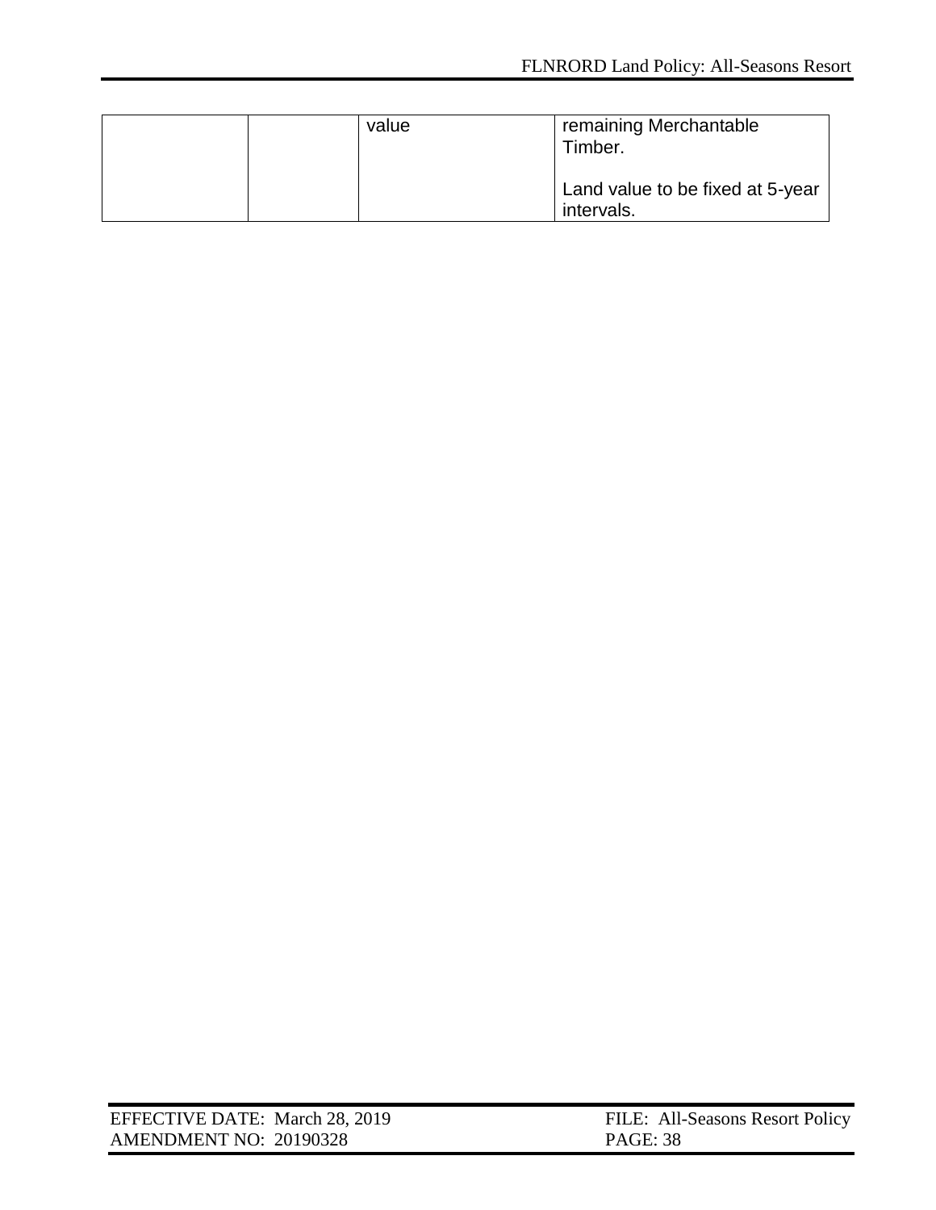|  |  | value | remaining Merchantable Timber.<br><br>Land value to be fixed at 5-year intervals. |
|---|---|---|---|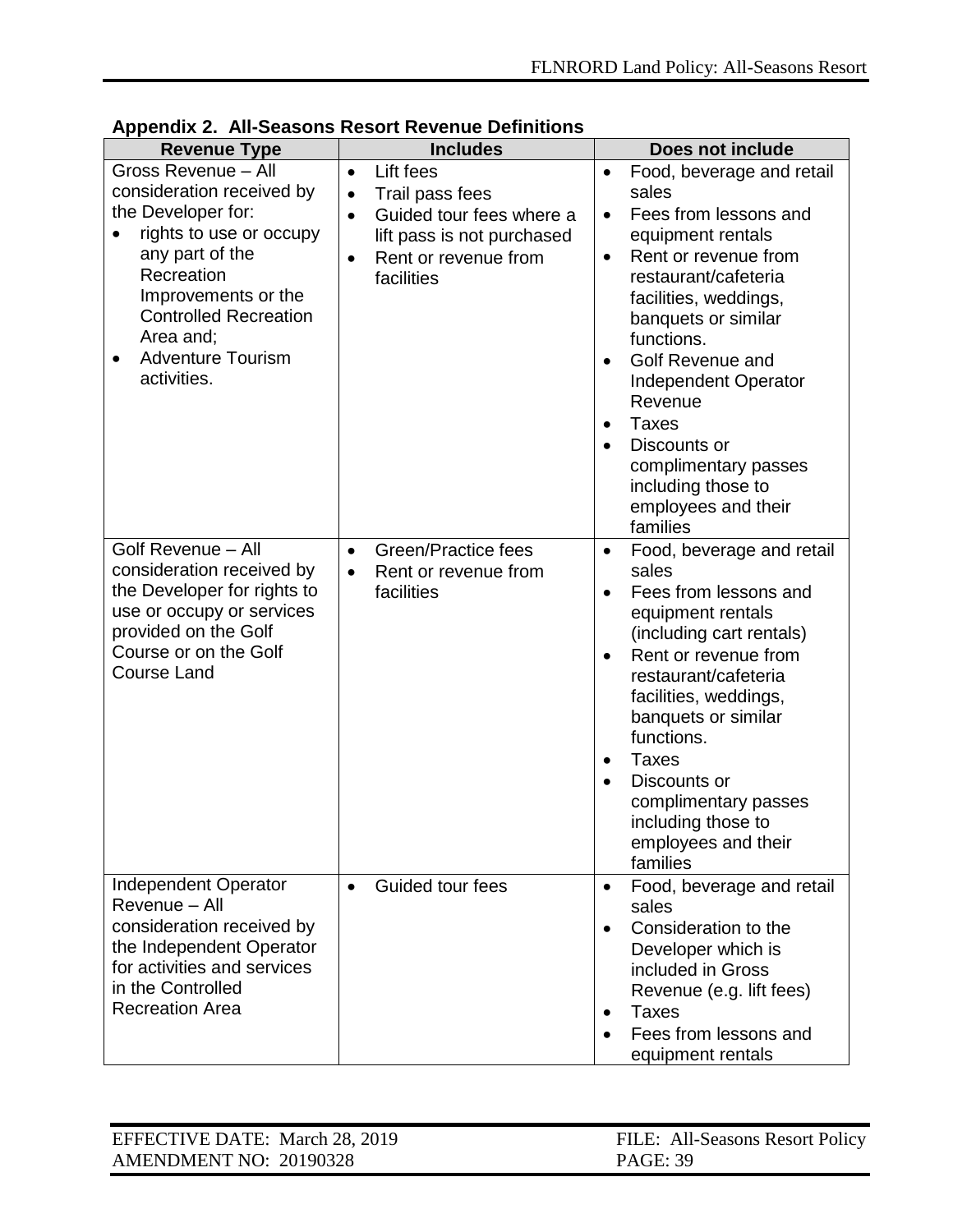**Appendix 2. All-Seasons Resort Revenue Definitions**

| Revenue Type | Includes | Does not include |
|---|---|---|
| Gross Revenue – All consideration received by the Developer for:<br>• rights to use or occupy any part of the Recreation Improvements or the Controlled Recreation Area and;<br>• Adventure Tourism activities. | • Lift fees<br>• Trail pass fees<br>• Guided tour fees where a lift pass is not purchased<br>• Rent or revenue from facilities | • Food, beverage and retail sales<br>• Fees from lessons and equipment rentals<br>• Rent or revenue from restaurant/cafeteria facilities, weddings, banquets or similar functions.<br>• Golf Revenue and Independent Operator Revenue<br>• Taxes<br>• Discounts or complimentary passes including those to employees and their families |
| Golf Revenue – All consideration received by the Developer for rights to use or occupy or services provided on the Golf Course or on the Golf Course Land | • Green/Practice fees<br>• Rent or revenue from facilities | • Food, beverage and retail sales<br>• Fees from lessons and equipment rentals (including cart rentals)<br>• Rent or revenue from restaurant/cafeteria facilities, weddings, banquets or similar functions.<br>• Taxes<br>• Discounts or complimentary passes including those to employees and their families |
| Independent Operator Revenue – All consideration received by the Independent Operator for activities and services in the Controlled Recreation Area | • Guided tour fees | • Food, beverage and retail sales<br>• Consideration to the Developer which is included in Gross Revenue (e.g. lift fees)<br>• Taxes<br>• Fees from lessons and equipment rentals |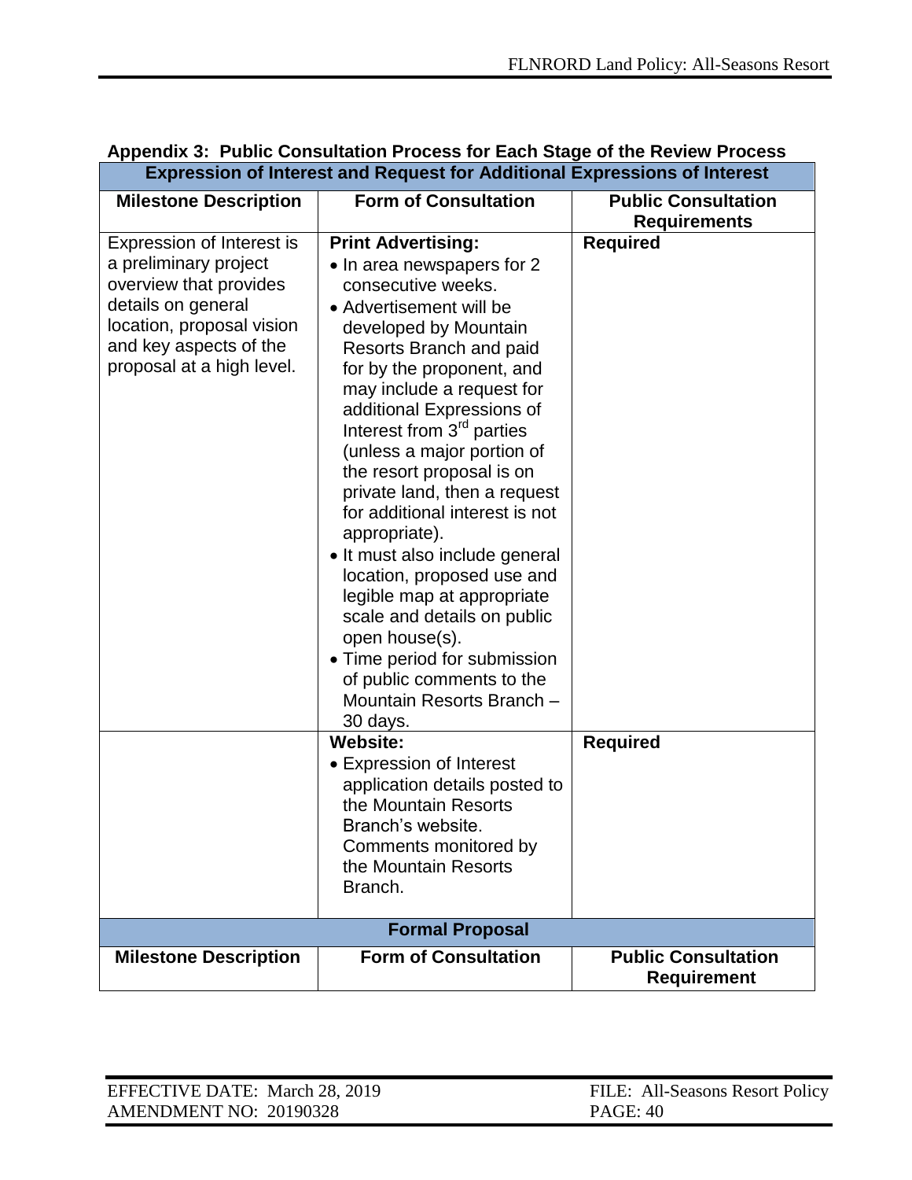### Appendix 3: Public Consultation Process for Each Stage of the Review Process

| Expression of Interest and Request for Additional Expressions of Interest | | |
|---|---|---|
| **Milestone Description** | **Form of Consultation** | **Public Consultation Requirements** |
| Expression of Interest is a preliminary project overview that provides details on general location, proposal vision and key aspects of the proposal at a high level. | **Print Advertising:**<br>• In area newspapers for 2 consecutive weeks.<br>• Advertisement will be developed by Mountain Resorts Branch and paid for by the proponent, and may include a request for additional Expressions of Interest from 3rd parties (unless a major portion of the resort proposal is on private land, then a request for additional interest is not appropriate).<br>• It must also include general location, proposed use and legible map at appropriate scale and details on public open house(s).<br>• Time period for submission of public comments to the Mountain Resorts Branch – 30 days. | **Required** |
| | **Website:**<br>• Expression of Interest application details posted to the Mountain Resorts Branch's website. Comments monitored by the Mountain Resorts Branch. | **Required** |

| Formal Proposal | | |
|---|---|---|
| **Milestone Description** | **Form of Consultation** | **Public Consultation Requirement** |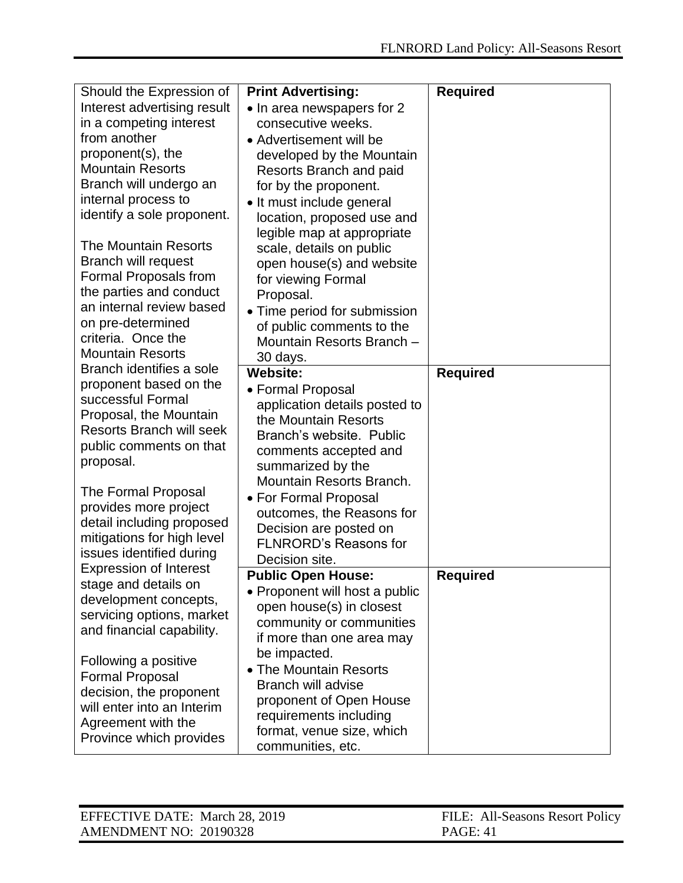| | | |
|---|---|---|
| Should the Expression of Interest advertising result in a competing interest from another proponent(s), the Mountain Resorts Branch will undergo an internal process to identify a sole proponent.<br><br>The Mountain Resorts Branch will request Formal Proposals from the parties and conduct an internal review based on pre-determined criteria. Once the Mountain Resorts Branch identifies a sole proponent based on the successful Formal Proposal, the Mountain Resorts Branch will seek public comments on that proposal.<br><br>The Formal Proposal provides more project detail including proposed mitigations for high level issues identified during Expression of Interest stage and details on development concepts, servicing options, market and financial capability.<br><br>Following a positive Formal Proposal decision, the proponent will enter into an Interim Agreement with the Province which provides | **Print Advertising:**<br>• In area newspapers for 2 consecutive weeks.<br>• Advertisement will be developed by the Mountain Resorts Branch and paid for by the proponent.<br>• It must include general location, proposed use and legible map at appropriate scale, details on public open house(s) and website for viewing Formal Proposal.<br>• Time period for submission of public comments to the Mountain Resorts Branch – 30 days. | **Required** |
| | **Website:**<br>• Formal Proposal application details posted to the Mountain Resorts Branch's website. Public comments accepted and summarized by the Mountain Resorts Branch.<br>• For Formal Proposal outcomes, the Reasons for Decision are posted on FLNRORD's Reasons for Decision site. | **Required** |
| | **Public Open House:**<br>• Proponent will host a public open house(s) in closest community or communities if more than one area may be impacted.<br>• The Mountain Resorts Branch will advise proponent of Open House requirements including format, venue size, which communities, etc. | **Required** |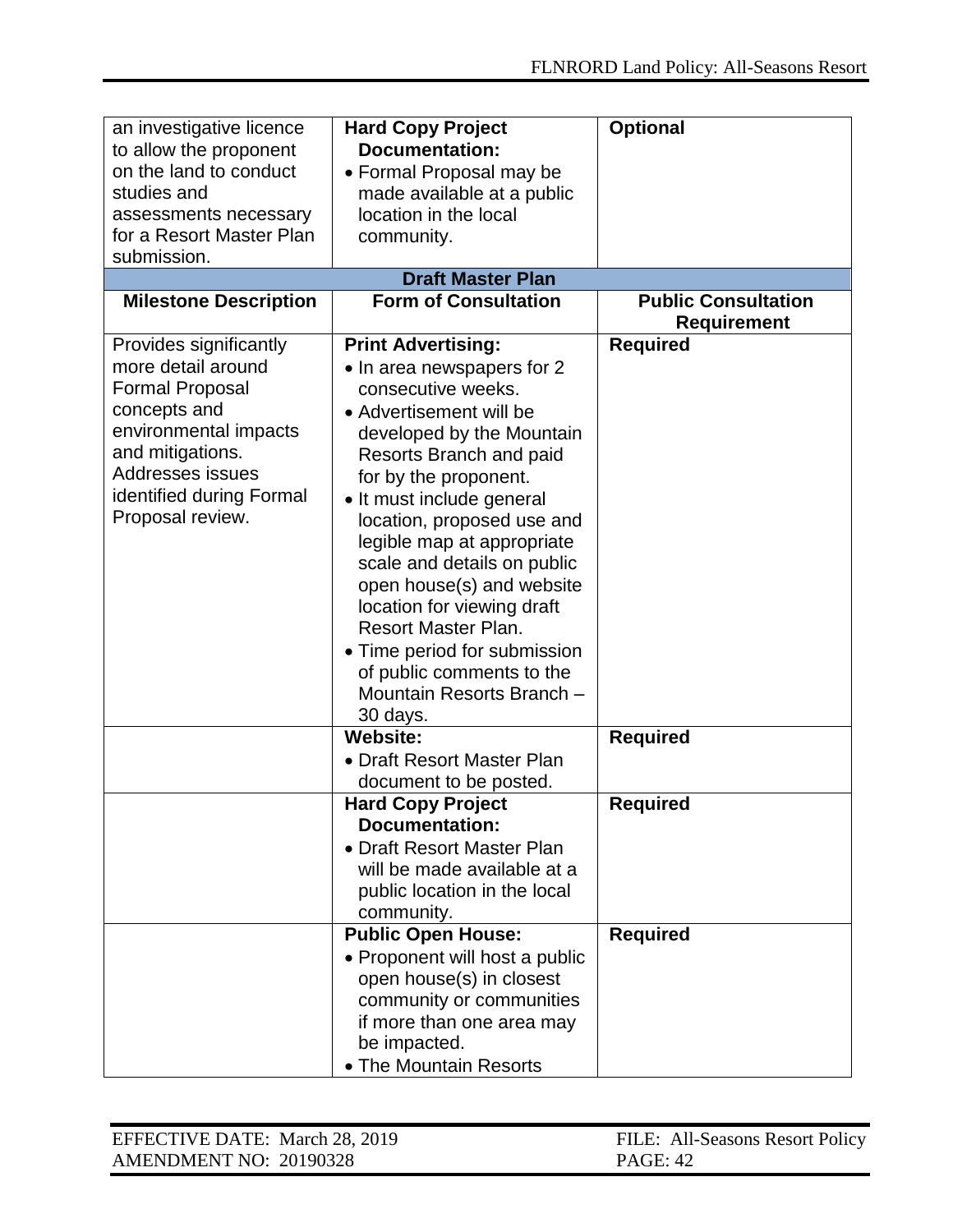| | | |
|---|---|---|
| an investigative licence to allow the proponent on the land to conduct studies and assessments necessary for a Resort Master Plan submission. | **Hard Copy Project Documentation:**<br>• Formal Proposal may be made available at a public location in the local community. | **Optional** |
| **Draft Master Plan** | | |
| **Milestone Description** | **Form of Consultation** | **Public Consultation Requirement** |
| Provides significantly more detail around Formal Proposal concepts and environmental impacts and mitigations. Addresses issues identified during Formal Proposal review. | **Print Advertising:**<br>• In area newspapers for 2 consecutive weeks.<br>• Advertisement will be developed by the Mountain Resorts Branch and paid for by the proponent.<br>• It must include general location, proposed use and legible map at appropriate scale and details on public open house(s) and website location for viewing draft Resort Master Plan.<br>• Time period for submission of public comments to the Mountain Resorts Branch – 30 days. | **Required** |
| | **Website:**<br>• Draft Resort Master Plan document to be posted. | **Required** |
| | **Hard Copy Project Documentation:**<br>• Draft Resort Master Plan will be made available at a public location in the local community. | **Required** |
| | **Public Open House:**<br>• Proponent will host a public open house(s) in closest community or communities if more than one area may be impacted.<br>• The Mountain Resorts | **Required** |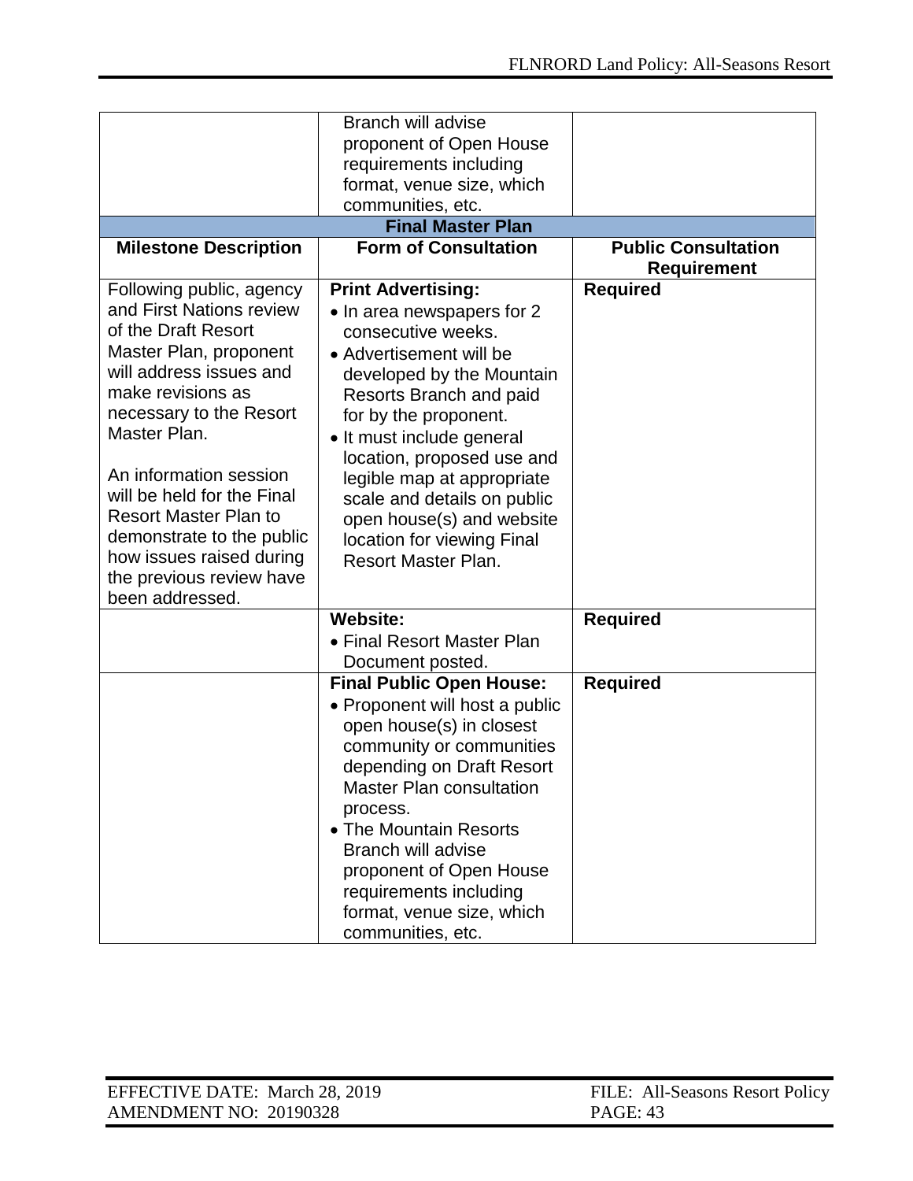| | | |
|---|---|---|
| | Branch will advise proponent of Open House requirements including format, venue size, which communities, etc. | |
| **Final Master Plan** | | |
| **Milestone Description** | **Form of Consultation** | **Public Consultation Requirement** |
| Following public, agency and First Nations review of the Draft Resort Master Plan, proponent will address issues and make revisions as necessary to the Resort Master Plan.<br><br>An information session will be held for the Final Resort Master Plan to demonstrate to the public how issues raised during the previous review have been addressed. | **Print Advertising:**<br>• In area newspapers for 2 consecutive weeks.<br>• Advertisement will be developed by the Mountain Resorts Branch and paid for by the proponent.<br>• It must include general location, proposed use and legible map at appropriate scale and details on public open house(s) and website location for viewing Final Resort Master Plan. | **Required** |
| | **Website:**<br>• Final Resort Master Plan Document posted. | **Required** |
| | **Final Public Open House:**<br>• Proponent will host a public open house(s) in closest community or communities depending on Draft Resort Master Plan consultation process.<br>• The Mountain Resorts Branch will advise proponent of Open House requirements including format, venue size, which communities, etc. | **Required** |

EFFECTIVE DATE: March 28, 2019
AMENDMENT NO: 20190328
FILE: All-Seasons Resort Policy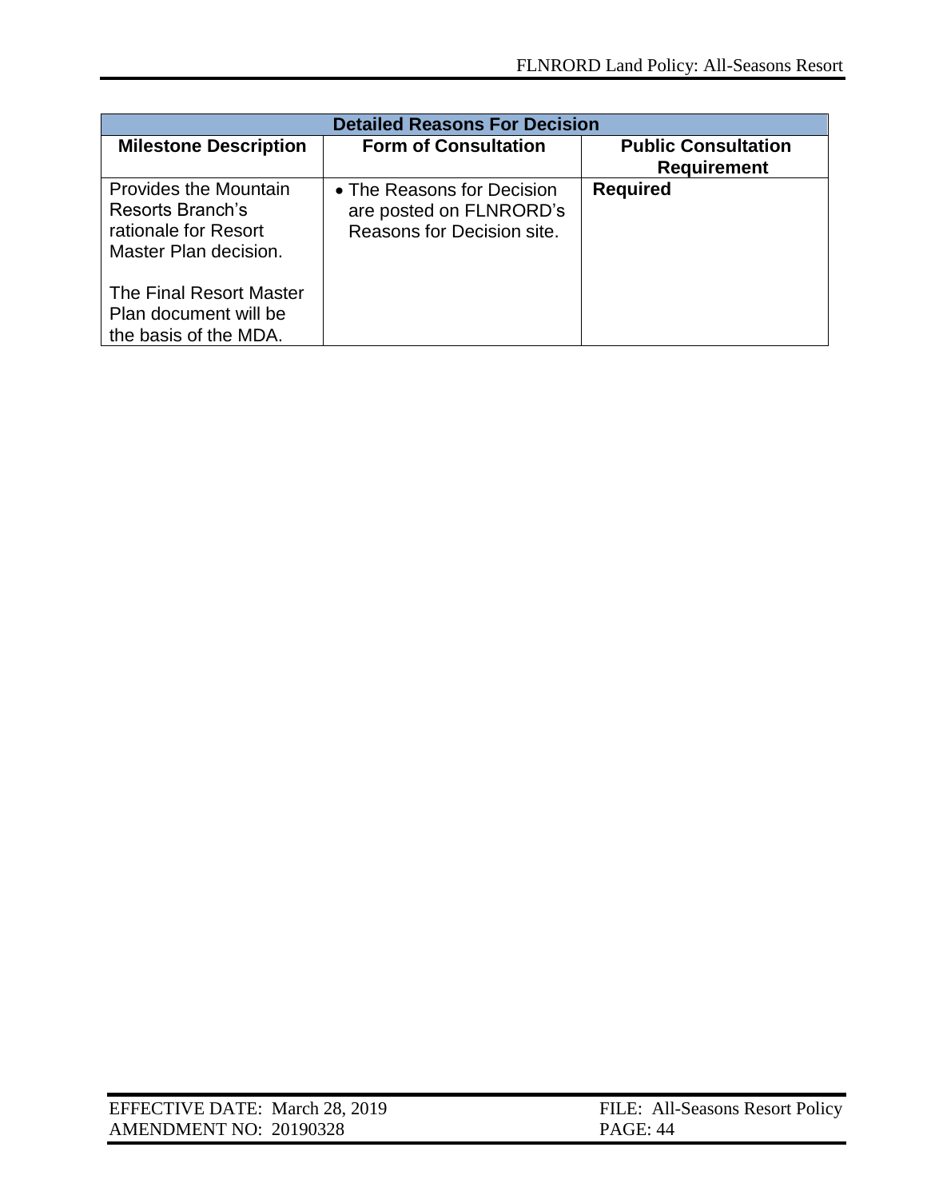| Detailed Reasons For Decision | | |
|---|---|---|
| **Milestone Description** | **Form of Consultation** | **Public Consultation Requirement** |
| Provides the Mountain Resorts Branch's rationale for Resort Master Plan decision.<br><br>The Final Resort Master Plan document will be the basis of the MDA. | • The Reasons for Decision are posted on FLNRORD's Reasons for Decision site. | **Required** |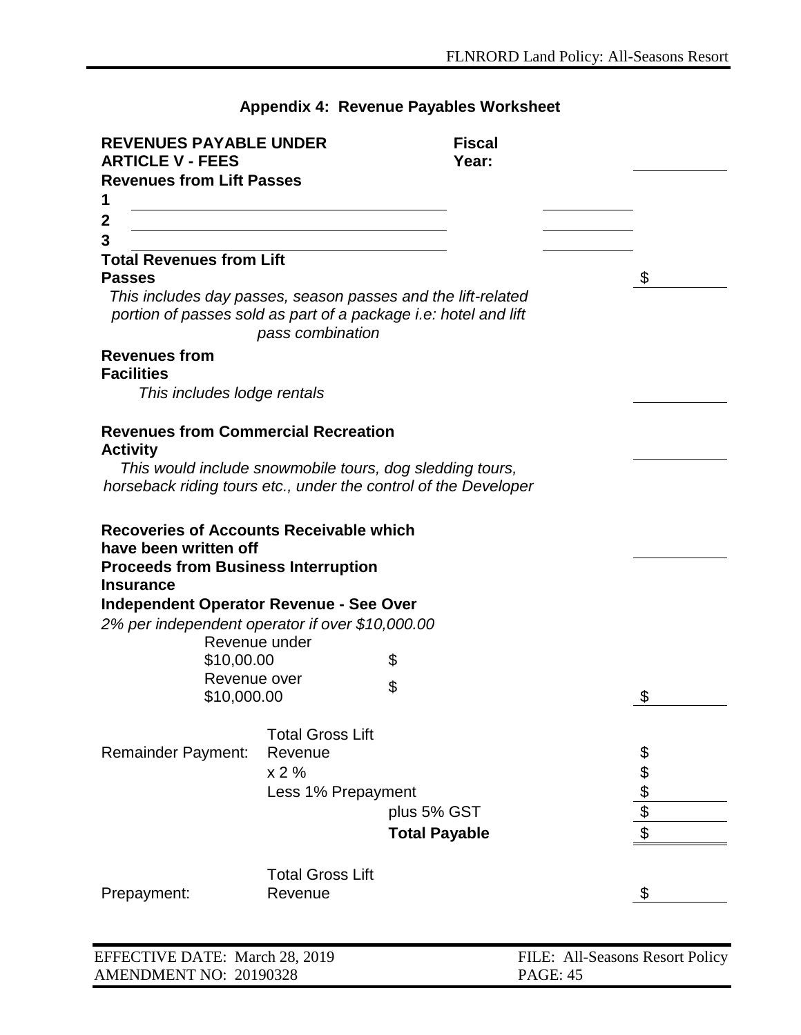## Appendix 4: Revenue Payables Worksheet

**REVENUES PAYABLE UNDER ARTICLE V - FEES** **Fiscal Year:** ____________

**Revenues from Lift Passes**

**1** ________________________________ ____________

**2** ________________________________ ____________

**3** ________________________________ ____________

**Total Revenues from Lift Passes** $ ____________

*This includes day passes, season passes and the lift-related portion of passes sold as part of a package i.e: hotel and lift pass combination*

**Revenues from Facilities**

*This includes lodge rentals* ____________

**Revenues from Commercial Recreation Activity** ____________

*This would include snowmobile tours, dog sledding tours, horseback riding tours etc., under the control of the Developer*

**Recoveries of Accounts Receivable which have been written off** ____________

**Proceeds from Business Interruption Insurance**

**Independent Operator Revenue - See Over**

*2% per independent operator if over $10,000.00*

| | | |
|---|---|---|
| Revenue under $10,00.00 | $ | |
| Revenue over $10,000.00 | $ | $ ____________ |

| | | | |
|---|---|---|---|
| Remainder Payment: | Total Gross Lift Revenue | | $ |
| | x 2 % | | $ |
| | Less 1% Prepayment | | $ ____________ |
| | | plus 5% GST | $ ____________ |
| | | **Total Payable** | $ ____________ |

| | | |
|---|---|---|
| Prepayment: | Total Gross Lift Revenue | $ ____________ |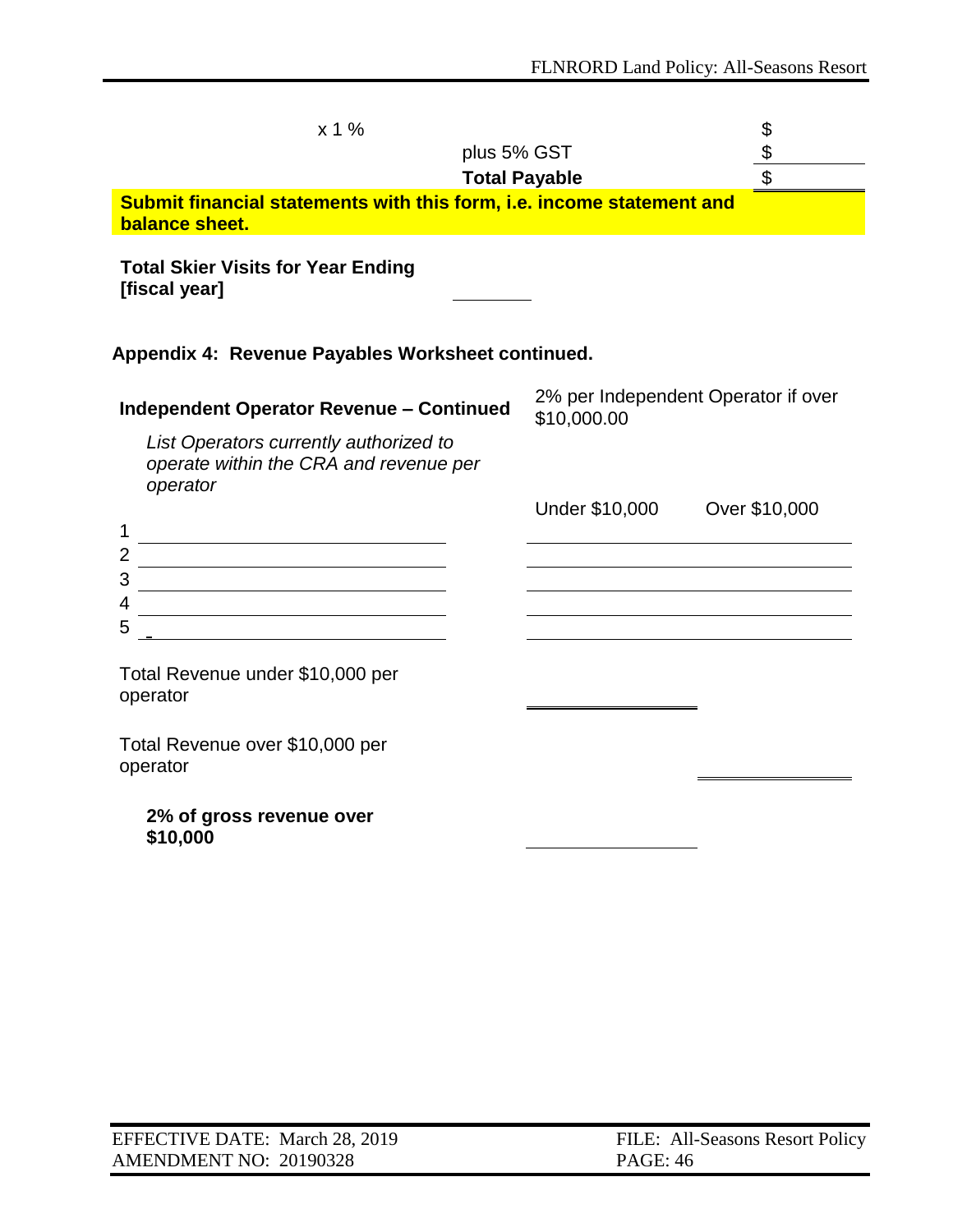| | | |
|---|---|---|
| x 1 % | | $ |
| | plus 5% GST | $ |
| | **Total Payable** | $ |

**Submit financial statements with this form, i.e. income statement and balance sheet.**

**Total Skier Visits for Year Ending [fiscal year]** ________

**Appendix 4: Revenue Payables Worksheet continued.**

**Independent Operator Revenue – Continued**

2% per Independent Operator if over $10,000.00

*List Operators currently authorized to operate within the CRA and revenue per operator*

| | Operator | Under $10,000 | Over $10,000 |
|---|---|---|---|
| 1 | | | |
| 2 | | | |
| 3 | | | |
| 4 | | | |
| 5 | | | |

Total Revenue under $10,000 per operator ________

Total Revenue over $10,000 per operator ________

**2% of gross revenue over $10,000** ________